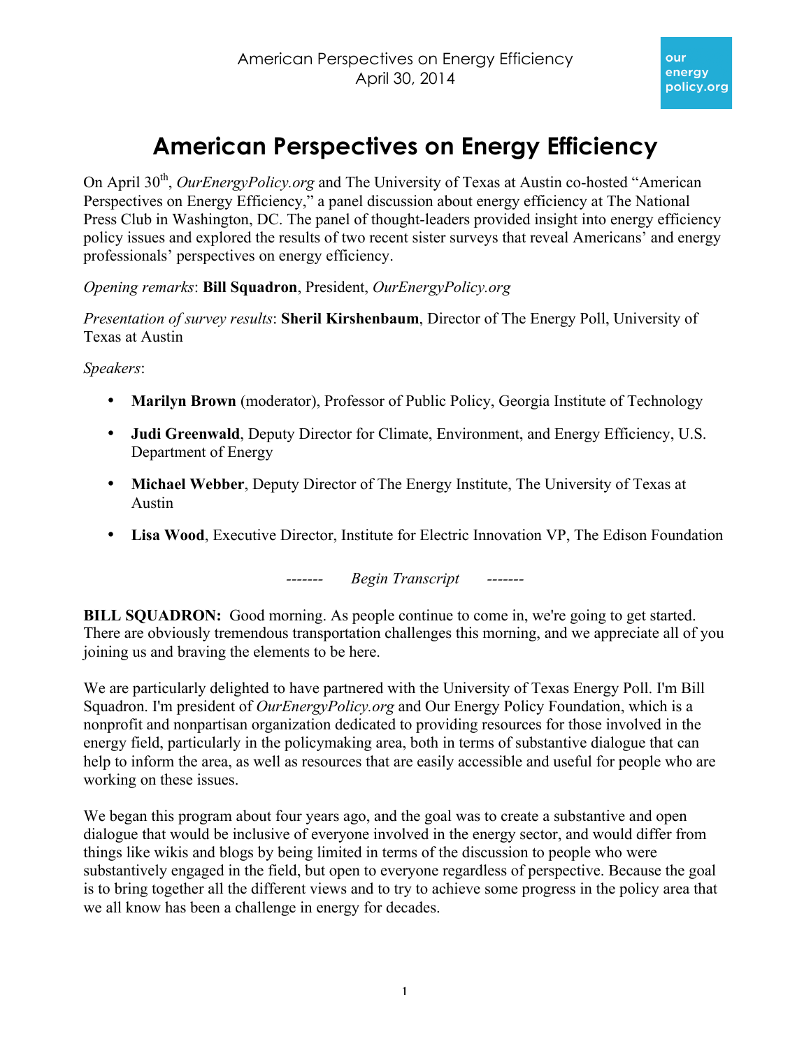# American Perspectives on Energy Efficiency

On April 30th, *OurEnergyPolicy.org* and The University of Texas at Austin co-hosted "American Perspectives on Energy Efficiency," a panel discussion about energy efficiency at The National Press Club in Washington, DC. The panel of thought-leaders provided insight into energy efficiency policy issues and explored the results of two recent sister surveys that reveal Americans' and energy professionals' perspectives on energy efficiency.

*Opening remarks*: **Bill Squadron**, President, *OurEnergyPolicy.org*

*Presentation of survey results*: **Sheril Kirshenbaum**, Director of The Energy Poll, University of Texas at Austin

*Speakers*:

- **Marilyn Brown** (moderator), Professor of Public Policy, Georgia Institute of Technology
- **Judi Greenwald**, Deputy Director for Climate, Environment, and Energy Efficiency, U.S. Department of Energy
- **Michael Webber**, Deputy Director of The Energy Institute, The University of Texas at Austin
- **Lisa Wood**, Executive Director, Institute for Electric Innovation VP, The Edison Foundation

------- *Begin Transcript* -------

**BILL SQUADRON:** Good morning. As people continue to come in, we're going to get started. There are obviously tremendous transportation challenges this morning, and we appreciate all of you joining us and braving the elements to be here.

We are particularly delighted to have partnered with the University of Texas Energy Poll. I'm Bill Squadron. I'm president of *OurEnergyPolicy.org* and Our Energy Policy Foundation, which is a nonprofit and nonpartisan organization dedicated to providing resources for those involved in the energy field, particularly in the policymaking area, both in terms of substantive dialogue that can help to inform the area, as well as resources that are easily accessible and useful for people who are working on these issues.

We began this program about four years ago, and the goal was to create a substantive and open dialogue that would be inclusive of everyone involved in the energy sector, and would differ from things like wikis and blogs by being limited in terms of the discussion to people who were substantively engaged in the field, but open to everyone regardless of perspective. Because the goal is to bring together all the different views and to try to achieve some progress in the policy area that we all know has been a challenge in energy for decades.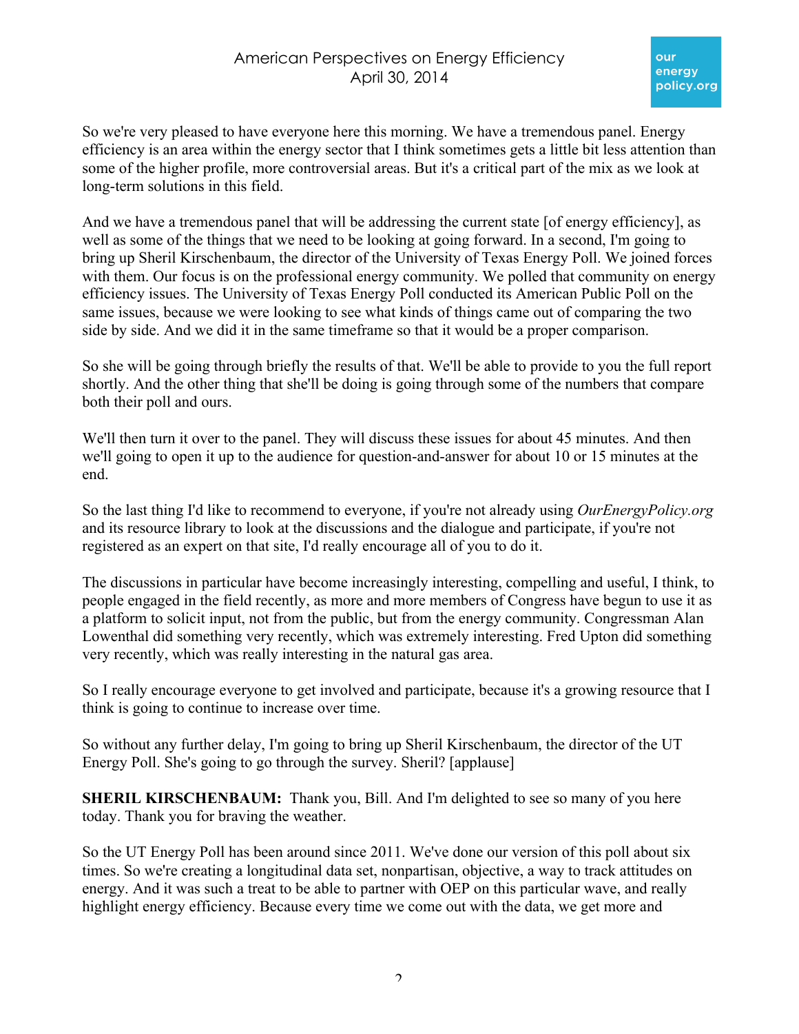So we're very pleased to have everyone here this morning. We have a tremendous panel. Energy efficiency is an area within the energy sector that I think sometimes gets a little bit less attention than some of the higher profile, more controversial areas. But it's a critical part of the mix as we look at long-term solutions in this field.

And we have a tremendous panel that will be addressing the current state [of energy efficiency], as well as some of the things that we need to be looking at going forward. In a second, I'm going to bring up Sheril Kirschenbaum, the director of the University of Texas Energy Poll. We joined forces with them. Our focus is on the professional energy community. We polled that community on energy efficiency issues. The University of Texas Energy Poll conducted its American Public Poll on the same issues, because we were looking to see what kinds of things came out of comparing the two side by side. And we did it in the same timeframe so that it would be a proper comparison.

So she will be going through briefly the results of that. We'll be able to provide to you the full report shortly. And the other thing that she'll be doing is going through some of the numbers that compare both their poll and ours.

We'll then turn it over to the panel. They will discuss these issues for about 45 minutes. And then we'll going to open it up to the audience for question-and-answer for about 10 or 15 minutes at the end.

So the last thing I'd like to recommend to everyone, if you're not already using *OurEnergyPolicy.org* and its resource library to look at the discussions and the dialogue and participate, if you're not registered as an expert on that site, I'd really encourage all of you to do it.

The discussions in particular have become increasingly interesting, compelling and useful, I think, to people engaged in the field recently, as more and more members of Congress have begun to use it as a platform to solicit input, not from the public, but from the energy community. Congressman Alan Lowenthal did something very recently, which was extremely interesting. Fred Upton did something very recently, which was really interesting in the natural gas area.

So I really encourage everyone to get involved and participate, because it's a growing resource that I think is going to continue to increase over time.

So without any further delay, I'm going to bring up Sheril Kirschenbaum, the director of the UT Energy Poll. She's going to go through the survey. Sheril? [applause]

**SHERIL KIRSCHENBAUM:** Thank you, Bill. And I'm delighted to see so many of you here today. Thank you for braving the weather.

So the UT Energy Poll has been around since 2011. We've done our version of this poll about six times. So we're creating a longitudinal data set, nonpartisan, objective, a way to track attitudes on energy. And it was such a treat to be able to partner with OEP on this particular wave, and really highlight energy efficiency. Because every time we come out with the data, we get more and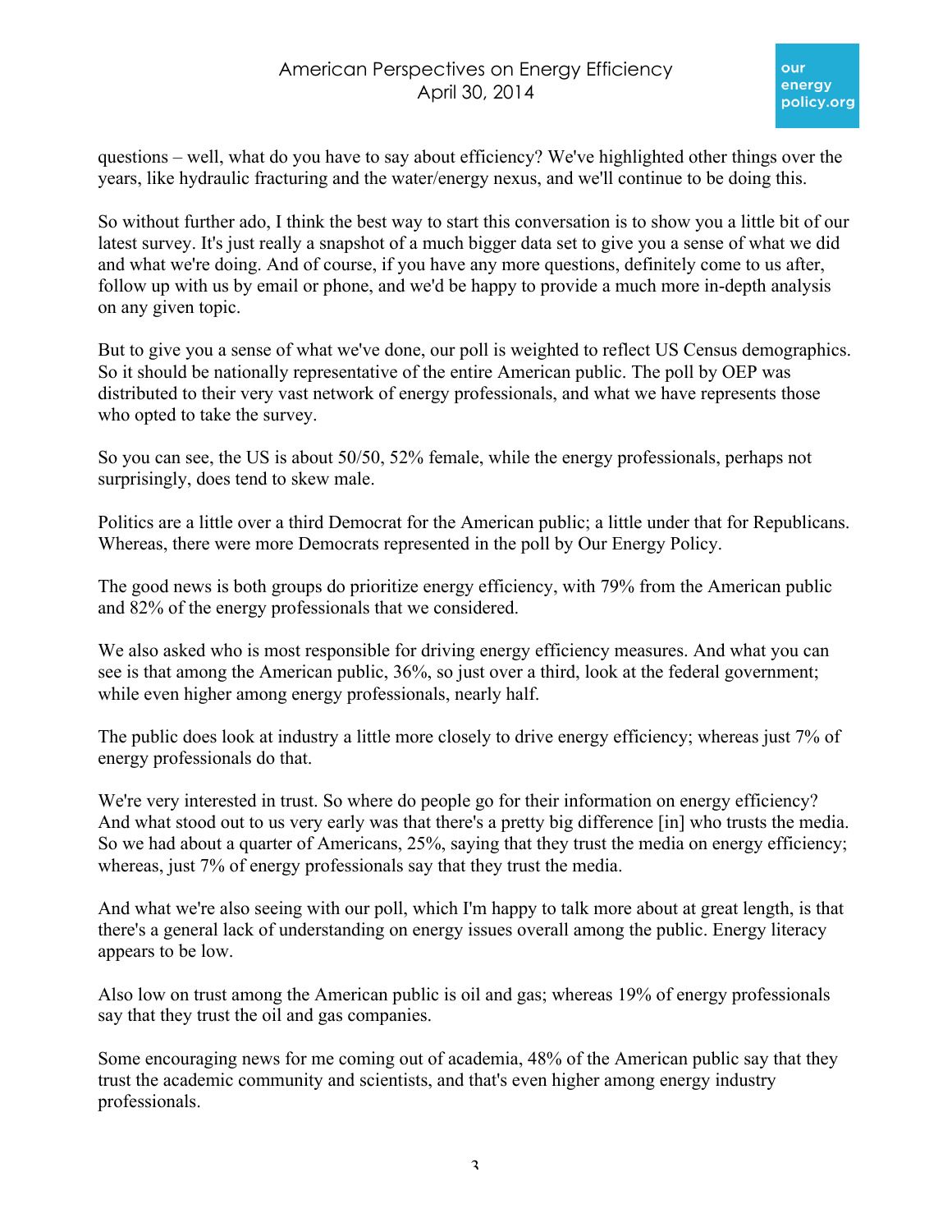questions – well, what do you have to say about efficiency? We've highlighted other things over the years, like hydraulic fracturing and the water/energy nexus, and we'll continue to be doing this.

So without further ado, I think the best way to start this conversation is to show you a little bit of our latest survey. It's just really a snapshot of a much bigger data set to give you a sense of what we did and what we're doing. And of course, if you have any more questions, definitely come to us after, follow up with us by email or phone, and we'd be happy to provide a much more in-depth analysis on any given topic.

But to give you a sense of what we've done, our poll is weighted to reflect US Census demographics. So it should be nationally representative of the entire American public. The poll by OEP was distributed to their very vast network of energy professionals, and what we have represents those who opted to take the survey.

So you can see, the US is about 50/50, 52% female, while the energy professionals, perhaps not surprisingly, does tend to skew male.

Politics are a little over a third Democrat for the American public; a little under that for Republicans. Whereas, there were more Democrats represented in the poll by Our Energy Policy.

The good news is both groups do prioritize energy efficiency, with 79% from the American public and 82% of the energy professionals that we considered.

We also asked who is most responsible for driving energy efficiency measures. And what you can see is that among the American public, 36%, so just over a third, look at the federal government; while even higher among energy professionals, nearly half.

The public does look at industry a little more closely to drive energy efficiency; whereas just 7% of energy professionals do that.

We're very interested in trust. So where do people go for their information on energy efficiency? And what stood out to us very early was that there's a pretty big difference [in] who trusts the media. So we had about a quarter of Americans, 25%, saying that they trust the media on energy efficiency; whereas, just 7% of energy professionals say that they trust the media.

And what we're also seeing with our poll, which I'm happy to talk more about at great length, is that there's a general lack of understanding on energy issues overall among the public. Energy literacy appears to be low.

Also low on trust among the American public is oil and gas; whereas 19% of energy professionals say that they trust the oil and gas companies.

Some encouraging news for me coming out of academia, 48% of the American public say that they trust the academic community and scientists, and that's even higher among energy industry professionals.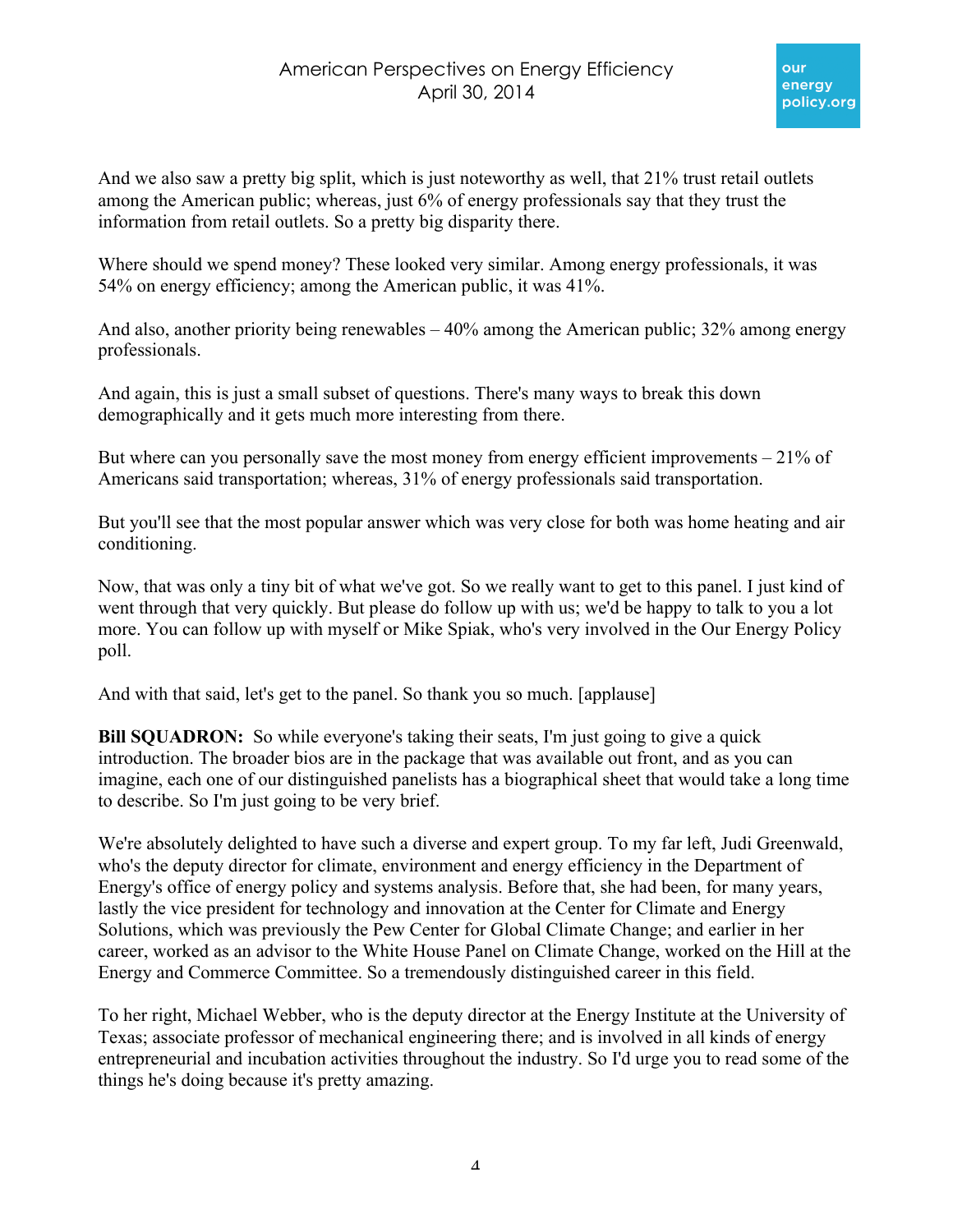And we also saw a pretty big split, which is just noteworthy as well, that 21% trust retail outlets among the American public; whereas, just 6% of energy professionals say that they trust the information from retail outlets. So a pretty big disparity there.

Where should we spend money? These looked very similar. Among energy professionals, it was 54% on energy efficiency; among the American public, it was 41%.

And also, another priority being renewables – 40% among the American public; 32% among energy professionals.

And again, this is just a small subset of questions. There's many ways to break this down demographically and it gets much more interesting from there.

But where can you personally save the most money from energy efficient improvements – 21% of Americans said transportation; whereas, 31% of energy professionals said transportation.

But you'll see that the most popular answer which was very close for both was home heating and air conditioning.

Now, that was only a tiny bit of what we've got. So we really want to get to this panel. I just kind of went through that very quickly. But please do follow up with us; we'd be happy to talk to you a lot more. You can follow up with myself or Mike Spiak, who's very involved in the Our Energy Policy poll.

And with that said, let's get to the panel. So thank you so much. [applause]

**Bill SQUADRON:** So while everyone's taking their seats, I'm just going to give a quick introduction. The broader bios are in the package that was available out front, and as you can imagine, each one of our distinguished panelists has a biographical sheet that would take a long time to describe. So I'm just going to be very brief.

We're absolutely delighted to have such a diverse and expert group. To my far left, Judi Greenwald, who's the deputy director for climate, environment and energy efficiency in the Department of Energy's office of energy policy and systems analysis. Before that, she had been, for many years, lastly the vice president for technology and innovation at the Center for Climate and Energy Solutions, which was previously the Pew Center for Global Climate Change; and earlier in her career, worked as an advisor to the White House Panel on Climate Change, worked on the Hill at the Energy and Commerce Committee. So a tremendously distinguished career in this field.

To her right, Michael Webber, who is the deputy director at the Energy Institute at the University of Texas; associate professor of mechanical engineering there; and is involved in all kinds of energy entrepreneurial and incubation activities throughout the industry. So I'd urge you to read some of the things he's doing because it's pretty amazing.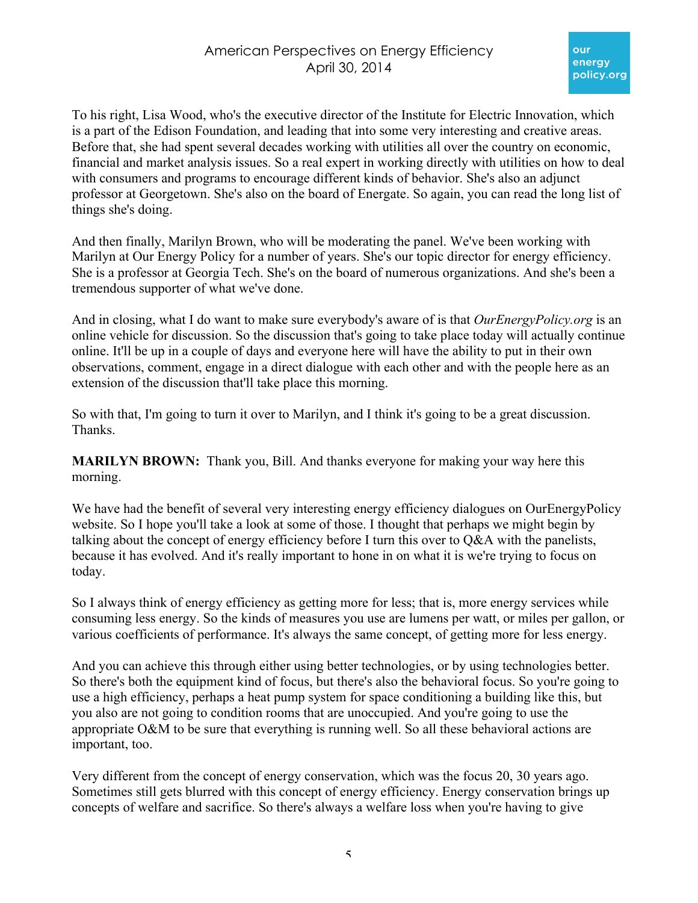To his right, Lisa Wood, who's the executive director of the Institute for Electric Innovation, which is a part of the Edison Foundation, and leading that into some very interesting and creative areas. Before that, she had spent several decades working with utilities all over the country on economic, financial and market analysis issues. So a real expert in working directly with utilities on how to deal with consumers and programs to encourage different kinds of behavior. She's also an adjunct professor at Georgetown. She's also on the board of Energate. So again, you can read the long list of things she's doing.

And then finally, Marilyn Brown, who will be moderating the panel. We've been working with Marilyn at Our Energy Policy for a number of years. She's our topic director for energy efficiency. She is a professor at Georgia Tech. She's on the board of numerous organizations. And she's been a tremendous supporter of what we've done.

And in closing, what I do want to make sure everybody's aware of is that *OurEnergyPolicy.org* is an online vehicle for discussion. So the discussion that's going to take place today will actually continue online. It'll be up in a couple of days and everyone here will have the ability to put in their own observations, comment, engage in a direct dialogue with each other and with the people here as an extension of the discussion that'll take place this morning.

So with that, I'm going to turn it over to Marilyn, and I think it's going to be a great discussion. Thanks.

**MARILYN BROWN:** Thank you, Bill. And thanks everyone for making your way here this morning.

We have had the benefit of several very interesting energy efficiency dialogues on OurEnergyPolicy website. So I hope you'll take a look at some of those. I thought that perhaps we might begin by talking about the concept of energy efficiency before I turn this over to Q&A with the panelists, because it has evolved. And it's really important to hone in on what it is we're trying to focus on today.

So I always think of energy efficiency as getting more for less; that is, more energy services while consuming less energy. So the kinds of measures you use are lumens per watt, or miles per gallon, or various coefficients of performance. It's always the same concept, of getting more for less energy.

And you can achieve this through either using better technologies, or by using technologies better. So there's both the equipment kind of focus, but there's also the behavioral focus. So you're going to use a high efficiency, perhaps a heat pump system for space conditioning a building like this, but you also are not going to condition rooms that are unoccupied. And you're going to use the appropriate O&M to be sure that everything is running well. So all these behavioral actions are important, too.

Very different from the concept of energy conservation, which was the focus 20, 30 years ago. Sometimes still gets blurred with this concept of energy efficiency. Energy conservation brings up concepts of welfare and sacrifice. So there's always a welfare loss when you're having to give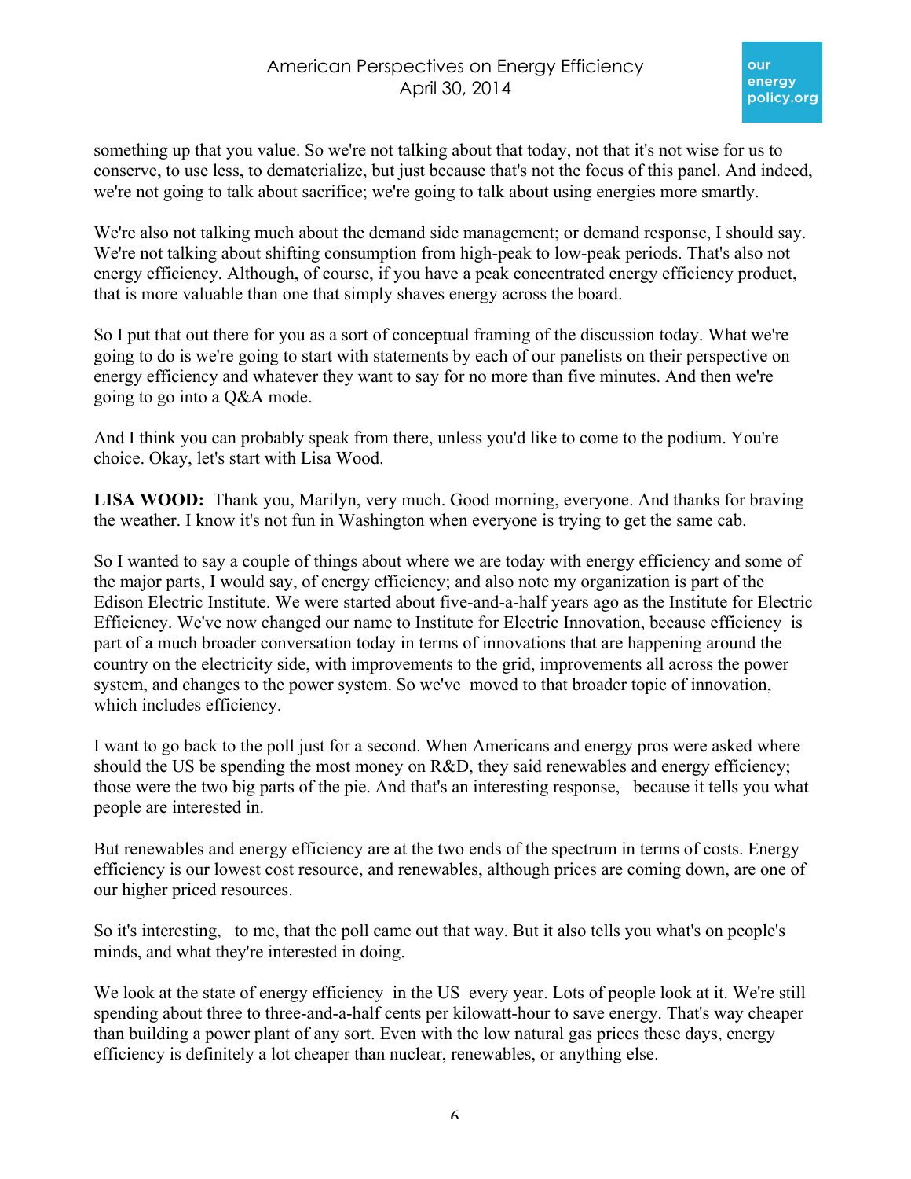something up that you value. So we're not talking about that today, not that it's not wise for us to conserve, to use less, to dematerialize, but just because that's not the focus of this panel. And indeed, we're not going to talk about sacrifice; we're going to talk about using energies more smartly.

We're also not talking much about the demand side management; or demand response, I should say. We're not talking about shifting consumption from high-peak to low-peak periods. That's also not energy efficiency. Although, of course, if you have a peak concentrated energy efficiency product, that is more valuable than one that simply shaves energy across the board.

So I put that out there for you as a sort of conceptual framing of the discussion today. What we're going to do is we're going to start with statements by each of our panelists on their perspective on energy efficiency and whatever they want to say for no more than five minutes. And then we're going to go into a Q&A mode.

And I think you can probably speak from there, unless you'd like to come to the podium. You're choice. Okay, let's start with Lisa Wood.

**LISA WOOD:** Thank you, Marilyn, very much. Good morning, everyone. And thanks for braving the weather. I know it's not fun in Washington when everyone is trying to get the same cab.

So I wanted to say a couple of things about where we are today with energy efficiency and some of the major parts, I would say, of energy efficiency; and also note my organization is part of the Edison Electric Institute. We were started about five-and-a-half years ago as the Institute for Electric Efficiency. We've now changed our name to Institute for Electric Innovation, because efficiency is part of a much broader conversation today in terms of innovations that are happening around the country on the electricity side, with improvements to the grid, improvements all across the power system, and changes to the power system. So we've moved to that broader topic of innovation, which includes efficiency.

I want to go back to the poll just for a second. When Americans and energy pros were asked where should the US be spending the most money on R&D, they said renewables and energy efficiency; those were the two big parts of the pie. And that's an interesting response, because it tells you what people are interested in.

But renewables and energy efficiency are at the two ends of the spectrum in terms of costs. Energy efficiency is our lowest cost resource, and renewables, although prices are coming down, are one of our higher priced resources.

So it's interesting, to me, that the poll came out that way. But it also tells you what's on people's minds, and what they're interested in doing.

We look at the state of energy efficiency in the US every year. Lots of people look at it. We're still spending about three to three-and-a-half cents per kilowatt-hour to save energy. That's way cheaper than building a power plant of any sort. Even with the low natural gas prices these days, energy efficiency is definitely a lot cheaper than nuclear, renewables, or anything else.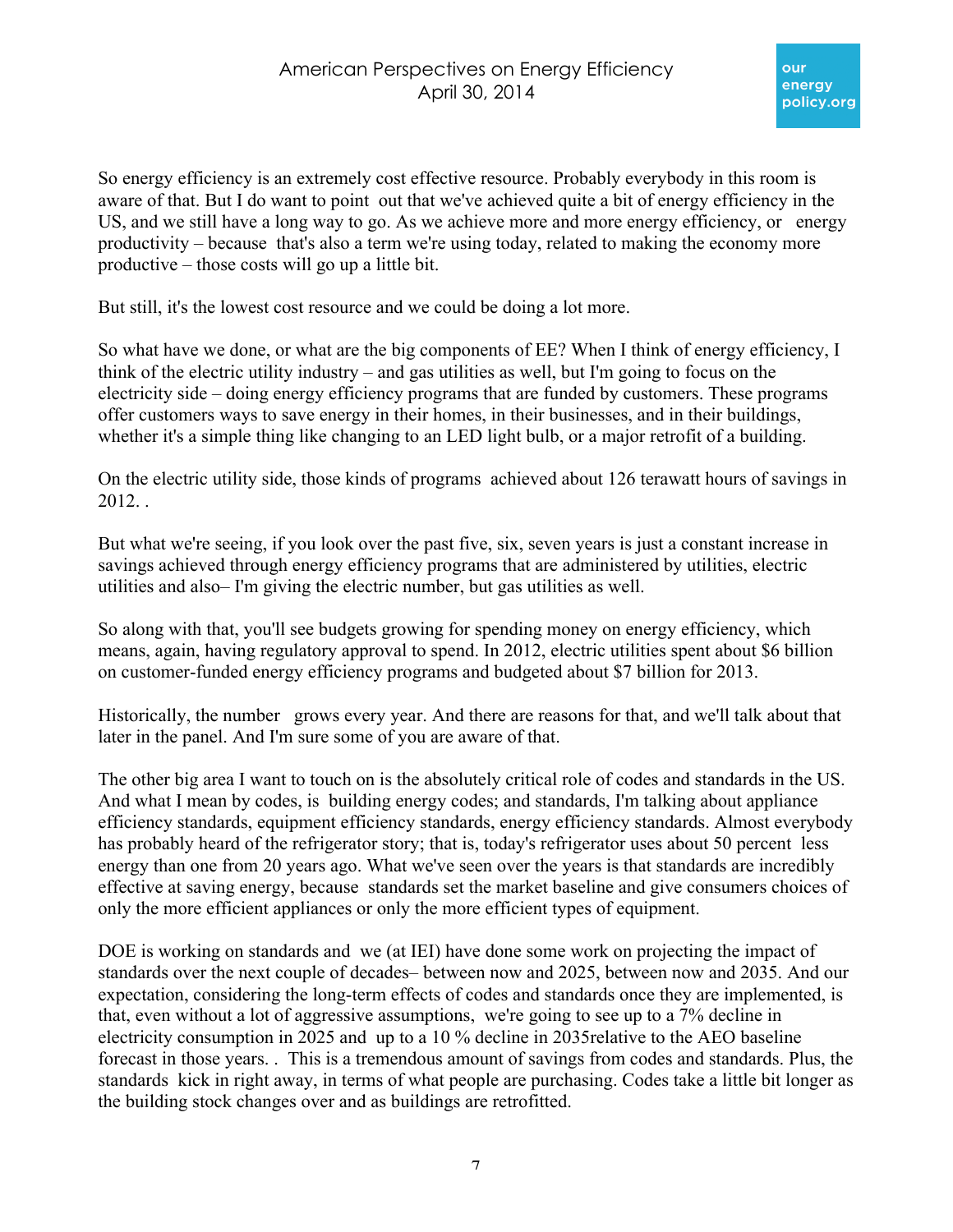So energy efficiency is an extremely cost effective resource. Probably everybody in this room is aware of that. But I do want to point out that we've achieved quite a bit of energy efficiency in the US, and we still have a long way to go. As we achieve more and more energy efficiency, or energy productivity – because that's also a term we're using today, related to making the economy more productive – those costs will go up a little bit.

But still, it's the lowest cost resource and we could be doing a lot more.

So what have we done, or what are the big components of EE? When I think of energy efficiency, I think of the electric utility industry – and gas utilities as well, but I'm going to focus on the electricity side – doing energy efficiency programs that are funded by customers. These programs offer customers ways to save energy in their homes, in their businesses, and in their buildings, whether it's a simple thing like changing to an LED light bulb, or a major retrofit of a building.

On the electric utility side, those kinds of programs achieved about 126 terawatt hours of savings in 2012. .

But what we're seeing, if you look over the past five, six, seven years is just a constant increase in savings achieved through energy efficiency programs that are administered by utilities, electric utilities and also– I'm giving the electric number, but gas utilities as well.

So along with that, you'll see budgets growing for spending money on energy efficiency, which means, again, having regulatory approval to spend. In 2012, electric utilities spent about $6 billion on customer-funded energy efficiency programs and budgeted about $7 billion for 2013.

Historically, the number grows every year. And there are reasons for that, and we'll talk about that later in the panel. And I'm sure some of you are aware of that.

The other big area I want to touch on is the absolutely critical role of codes and standards in the US. And what I mean by codes, is building energy codes; and standards, I'm talking about appliance efficiency standards, equipment efficiency standards, energy efficiency standards. Almost everybody has probably heard of the refrigerator story; that is, today's refrigerator uses about 50 percent less energy than one from 20 years ago. What we've seen over the years is that standards are incredibly effective at saving energy, because standards set the market baseline and give consumers choices of only the more efficient appliances or only the more efficient types of equipment.

DOE is working on standards and we (at IEI) have done some work on projecting the impact of standards over the next couple of decades– between now and 2025, between now and 2035. And our expectation, considering the long-term effects of codes and standards once they are implemented, is that, even without a lot of aggressive assumptions, we're going to see up to a 7% decline in electricity consumption in 2025 and up to a 10 % decline in 2035relative to the AEO baseline forecast in those years. . This is a tremendous amount of savings from codes and standards. Plus, the standards kick in right away, in terms of what people are purchasing. Codes take a little bit longer as the building stock changes over and as buildings are retrofitted.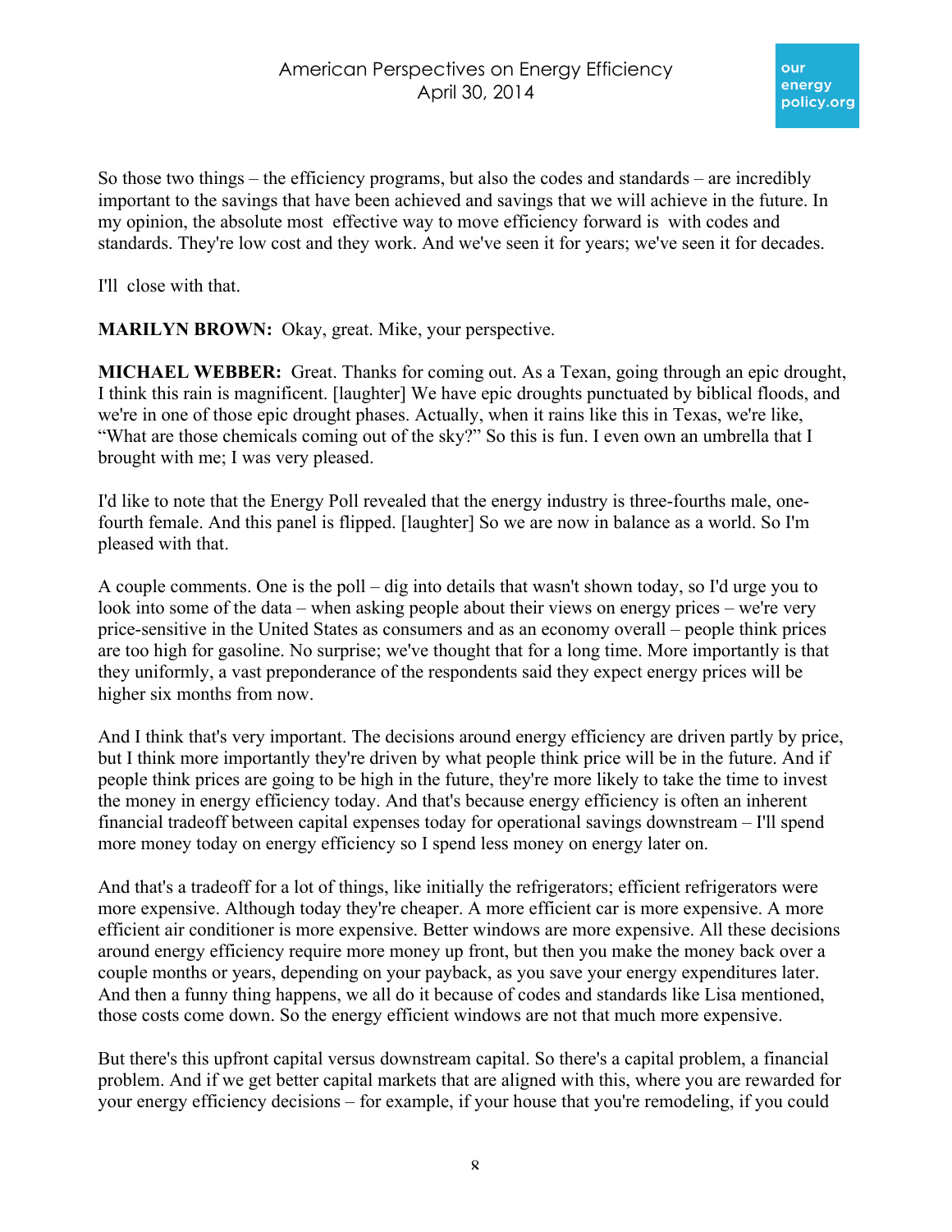So those two things – the efficiency programs, but also the codes and standards – are incredibly important to the savings that have been achieved and savings that we will achieve in the future. In my opinion, the absolute most effective way to move efficiency forward is with codes and standards. They're low cost and they work. And we've seen it for years; we've seen it for decades.

I'll close with that.

**MARILYN BROWN:** Okay, great. Mike, your perspective.

**MICHAEL WEBBER:** Great. Thanks for coming out. As a Texan, going through an epic drought, I think this rain is magnificent. [laughter] We have epic droughts punctuated by biblical floods, and we're in one of those epic drought phases. Actually, when it rains like this in Texas, we're like, "What are those chemicals coming out of the sky?" So this is fun. I even own an umbrella that I brought with me; I was very pleased.

I'd like to note that the Energy Poll revealed that the energy industry is three-fourths male, one-fourth female. And this panel is flipped. [laughter] So we are now in balance as a world. So I'm pleased with that.

A couple comments. One is the poll – dig into details that wasn't shown today, so I'd urge you to look into some of the data – when asking people about their views on energy prices – we're very price-sensitive in the United States as consumers and as an economy overall – people think prices are too high for gasoline. No surprise; we've thought that for a long time. More importantly is that they uniformly, a vast preponderance of the respondents said they expect energy prices will be higher six months from now.

And I think that's very important. The decisions around energy efficiency are driven partly by price, but I think more importantly they're driven by what people think price will be in the future. And if people think prices are going to be high in the future, they're more likely to take the time to invest the money in energy efficiency today. And that's because energy efficiency is often an inherent financial tradeoff between capital expenses today for operational savings downstream – I'll spend more money today on energy efficiency so I spend less money on energy later on.

And that's a tradeoff for a lot of things, like initially the refrigerators; efficient refrigerators were more expensive. Although today they're cheaper. A more efficient car is more expensive. A more efficient air conditioner is more expensive. Better windows are more expensive. All these decisions around energy efficiency require more money up front, but then you make the money back over a couple months or years, depending on your payback, as you save your energy expenditures later. And then a funny thing happens, we all do it because of codes and standards like Lisa mentioned, those costs come down. So the energy efficient windows are not that much more expensive.

But there's this upfront capital versus downstream capital. So there's a capital problem, a financial problem. And if we get better capital markets that are aligned with this, where you are rewarded for your energy efficiency decisions – for example, if your house that you're remodeling, if you could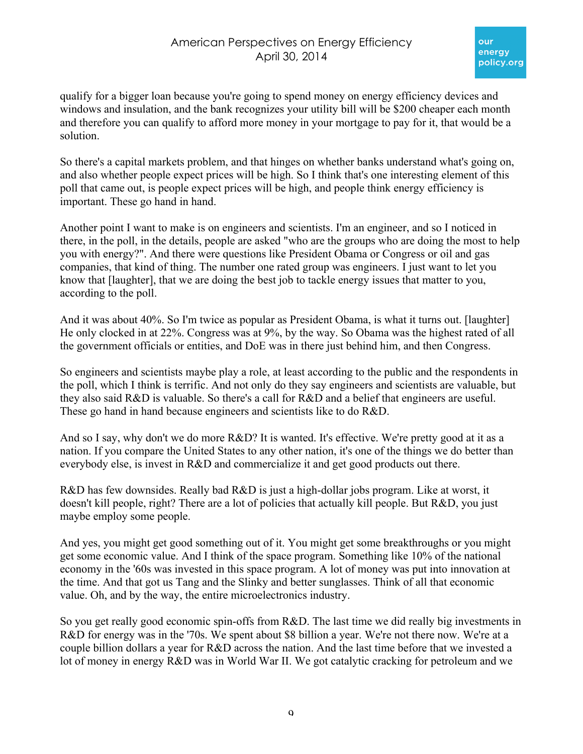qualify for a bigger loan because you're going to spend money on energy efficiency devices and windows and insulation, and the bank recognizes your utility bill will be $200 cheaper each month and therefore you can qualify to afford more money in your mortgage to pay for it, that would be a solution.

So there's a capital markets problem, and that hinges on whether banks understand what's going on, and also whether people expect prices will be high. So I think that's one interesting element of this poll that came out, is people expect prices will be high, and people think energy efficiency is important. These go hand in hand.

Another point I want to make is on engineers and scientists. I'm an engineer, and so I noticed in there, in the poll, in the details, people are asked "who are the groups who are doing the most to help you with energy?". And there were questions like President Obama or Congress or oil and gas companies, that kind of thing. The number one rated group was engineers. I just want to let you know that [laughter], that we are doing the best job to tackle energy issues that matter to you, according to the poll.

And it was about 40%. So I'm twice as popular as President Obama, is what it turns out. [laughter] He only clocked in at 22%. Congress was at 9%, by the way. So Obama was the highest rated of all the government officials or entities, and DoE was in there just behind him, and then Congress.

So engineers and scientists maybe play a role, at least according to the public and the respondents in the poll, which I think is terrific. And not only do they say engineers and scientists are valuable, but they also said R&D is valuable. So there's a call for R&D and a belief that engineers are useful. These go hand in hand because engineers and scientists like to do R&D.

And so I say, why don't we do more R&D? It is wanted. It's effective. We're pretty good at it as a nation. If you compare the United States to any other nation, it's one of the things we do better than everybody else, is invest in R&D and commercialize it and get good products out there.

R&D has few downsides. Really bad R&D is just a high-dollar jobs program. Like at worst, it doesn't kill people, right? There are a lot of policies that actually kill people. But R&D, you just maybe employ some people.

And yes, you might get good something out of it. You might get some breakthroughs or you might get some economic value. And I think of the space program. Something like 10% of the national economy in the '60s was invested in this space program. A lot of money was put into innovation at the time. And that got us Tang and the Slinky and better sunglasses. Think of all that economic value. Oh, and by the way, the entire microelectronics industry.

So you get really good economic spin-offs from R&D. The last time we did really big investments in R&D for energy was in the '70s. We spent about $8 billion a year. We're not there now. We're at a couple billion dollars a year for R&D across the nation. And the last time before that we invested a lot of money in energy R&D was in World War II. We got catalytic cracking for petroleum and we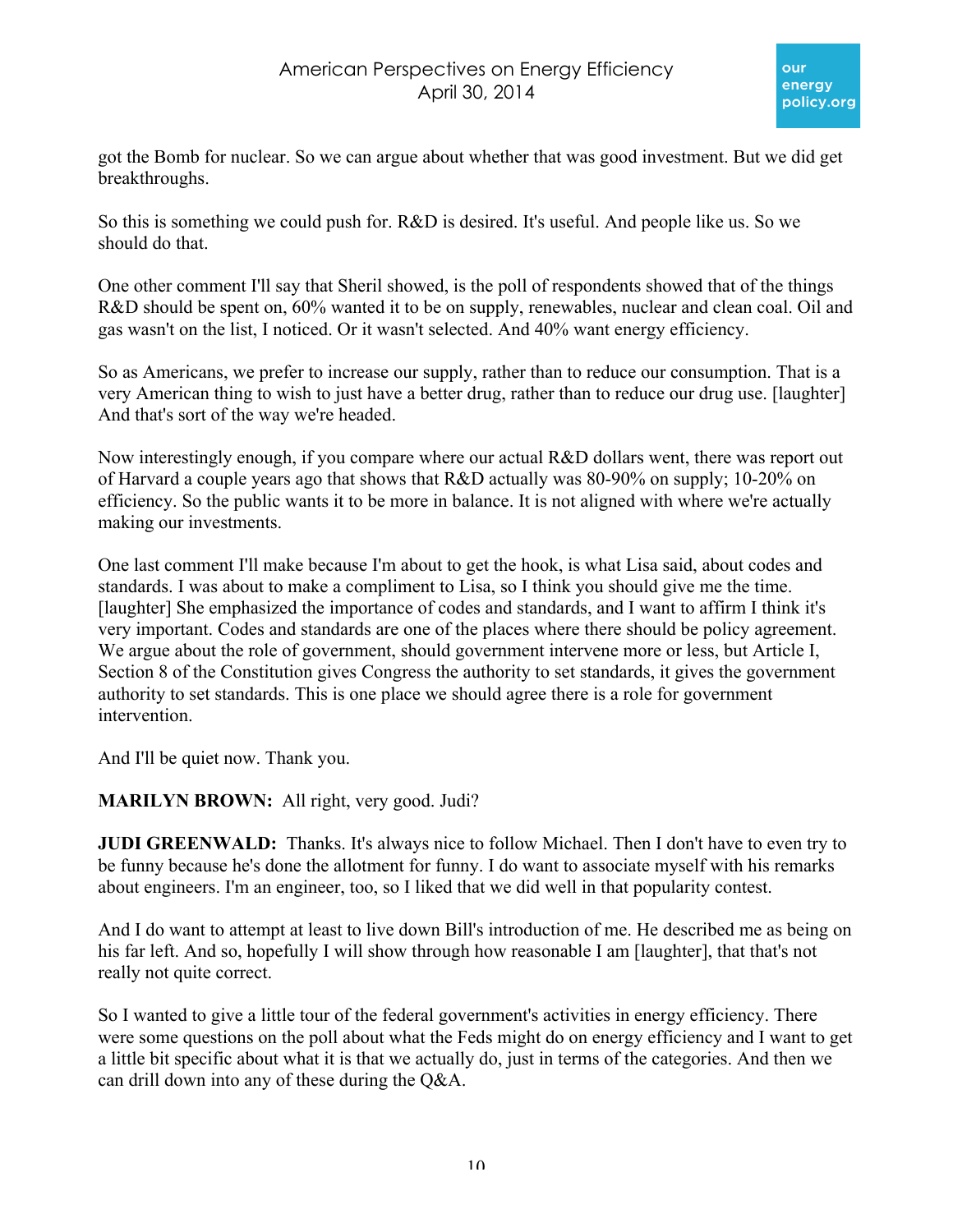got the Bomb for nuclear. So we can argue about whether that was good investment. But we did get breakthroughs.

So this is something we could push for. R&D is desired. It's useful. And people like us. So we should do that.

One other comment I'll say that Sheril showed, is the poll of respondents showed that of the things R&D should be spent on, 60% wanted it to be on supply, renewables, nuclear and clean coal. Oil and gas wasn't on the list, I noticed. Or it wasn't selected. And 40% want energy efficiency.

So as Americans, we prefer to increase our supply, rather than to reduce our consumption. That is a very American thing to wish to just have a better drug, rather than to reduce our drug use. [laughter] And that's sort of the way we're headed.

Now interestingly enough, if you compare where our actual R&D dollars went, there was report out of Harvard a couple years ago that shows that R&D actually was 80-90% on supply; 10-20% on efficiency. So the public wants it to be more in balance. It is not aligned with where we're actually making our investments.

One last comment I'll make because I'm about to get the hook, is what Lisa said, about codes and standards. I was about to make a compliment to Lisa, so I think you should give me the time. [laughter] She emphasized the importance of codes and standards, and I want to affirm I think it's very important. Codes and standards are one of the places where there should be policy agreement. We argue about the role of government, should government intervene more or less, but Article I, Section 8 of the Constitution gives Congress the authority to set standards, it gives the government authority to set standards. This is one place we should agree there is a role for government intervention.

And I'll be quiet now. Thank you.

**MARILYN BROWN:** All right, very good. Judi?

**JUDI GREENWALD:** Thanks. It's always nice to follow Michael. Then I don't have to even try to be funny because he's done the allotment for funny. I do want to associate myself with his remarks about engineers. I'm an engineer, too, so I liked that we did well in that popularity contest.

And I do want to attempt at least to live down Bill's introduction of me. He described me as being on his far left. And so, hopefully I will show through how reasonable I am [laughter], that that's not really not quite correct.

So I wanted to give a little tour of the federal government's activities in energy efficiency. There were some questions on the poll about what the Feds might do on energy efficiency and I want to get a little bit specific about what it is that we actually do, just in terms of the categories. And then we can drill down into any of these during the Q&A.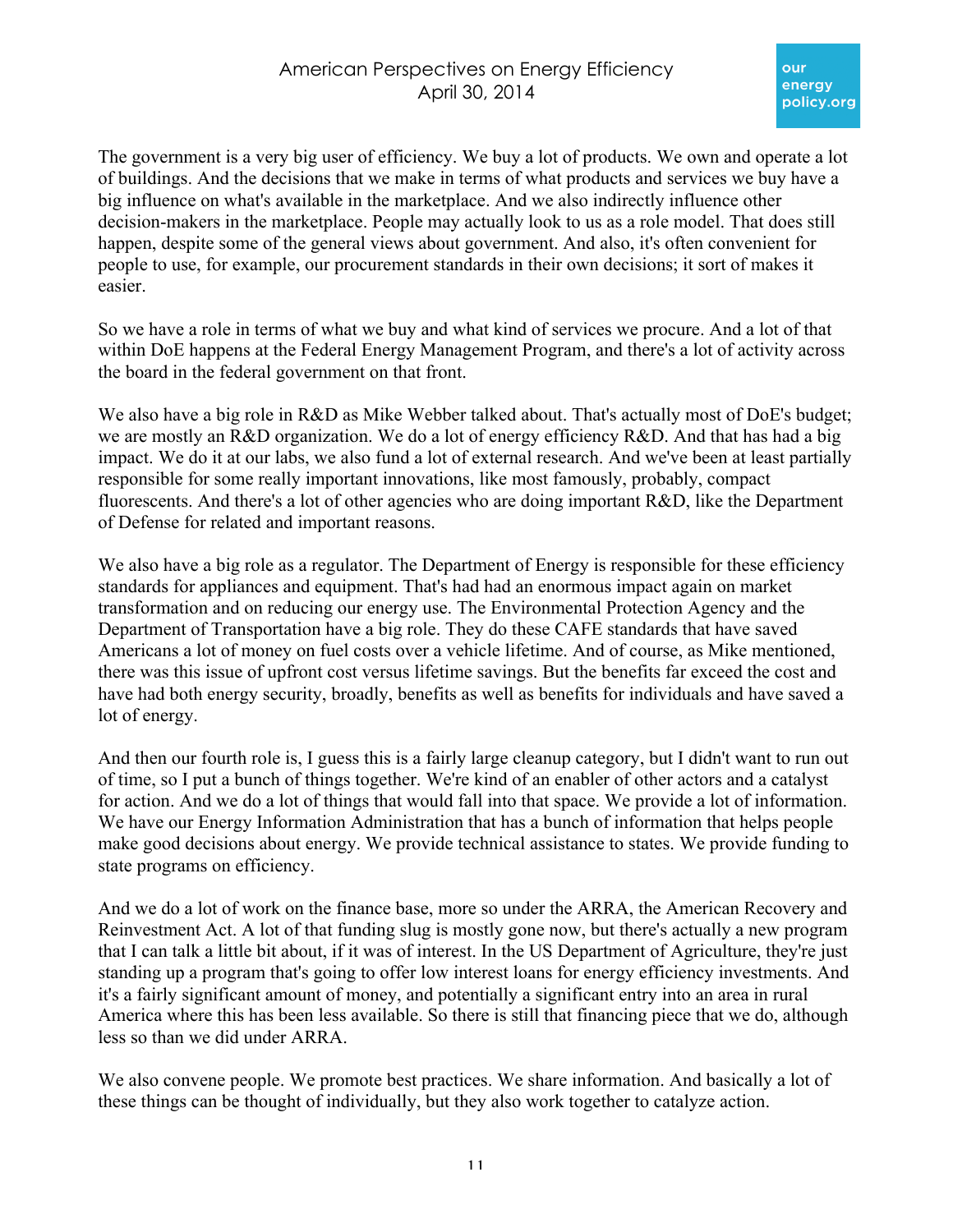The government is a very big user of efficiency. We buy a lot of products. We own and operate a lot of buildings. And the decisions that we make in terms of what products and services we buy have a big influence on what's available in the marketplace. And we also indirectly influence other decision-makers in the marketplace. People may actually look to us as a role model. That does still happen, despite some of the general views about government. And also, it's often convenient for people to use, for example, our procurement standards in their own decisions; it sort of makes it easier.

So we have a role in terms of what we buy and what kind of services we procure. And a lot of that within DoE happens at the Federal Energy Management Program, and there's a lot of activity across the board in the federal government on that front.

We also have a big role in R&D as Mike Webber talked about. That's actually most of DoE's budget; we are mostly an R&D organization. We do a lot of energy efficiency R&D. And that has had a big impact. We do it at our labs, we also fund a lot of external research. And we've been at least partially responsible for some really important innovations, like most famously, probably, compact fluorescents. And there's a lot of other agencies who are doing important R&D, like the Department of Defense for related and important reasons.

We also have a big role as a regulator. The Department of Energy is responsible for these efficiency standards for appliances and equipment. That's had had an enormous impact again on market transformation and on reducing our energy use. The Environmental Protection Agency and the Department of Transportation have a big role. They do these CAFE standards that have saved Americans a lot of money on fuel costs over a vehicle lifetime. And of course, as Mike mentioned, there was this issue of upfront cost versus lifetime savings. But the benefits far exceed the cost and have had both energy security, broadly, benefits as well as benefits for individuals and have saved a lot of energy.

And then our fourth role is, I guess this is a fairly large cleanup category, but I didn't want to run out of time, so I put a bunch of things together. We're kind of an enabler of other actors and a catalyst for action. And we do a lot of things that would fall into that space. We provide a lot of information. We have our Energy Information Administration that has a bunch of information that helps people make good decisions about energy. We provide technical assistance to states. We provide funding to state programs on efficiency.

And we do a lot of work on the finance base, more so under the ARRA, the American Recovery and Reinvestment Act. A lot of that funding slug is mostly gone now, but there's actually a new program that I can talk a little bit about, if it was of interest. In the US Department of Agriculture, they're just standing up a program that's going to offer low interest loans for energy efficiency investments. And it's a fairly significant amount of money, and potentially a significant entry into an area in rural America where this has been less available. So there is still that financing piece that we do, although less so than we did under ARRA.

We also convene people. We promote best practices. We share information. And basically a lot of these things can be thought of individually, but they also work together to catalyze action.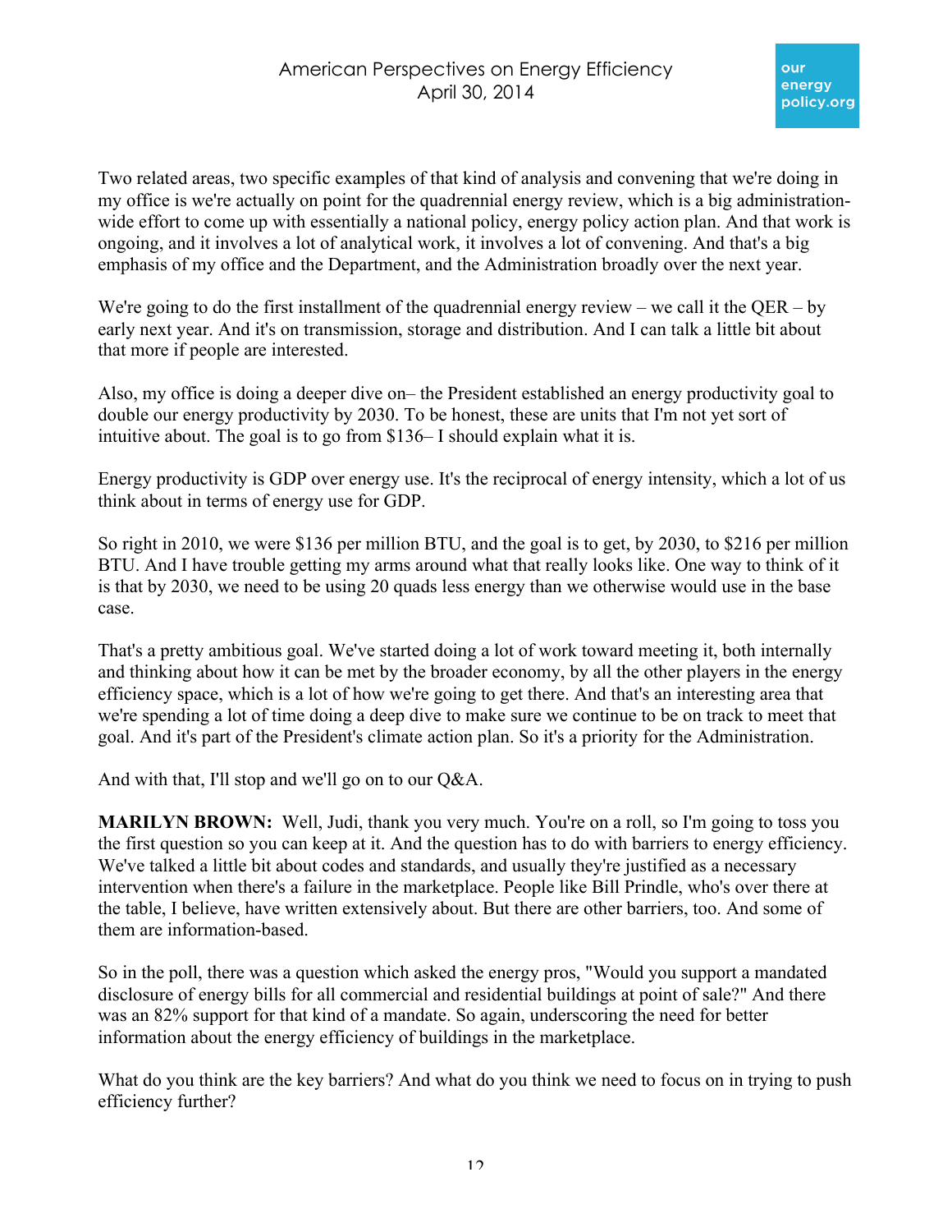Two related areas, two specific examples of that kind of analysis and convening that we're doing in my office is we're actually on point for the quadrennial energy review, which is a big administration-wide effort to come up with essentially a national policy, energy policy action plan. And that work is ongoing, and it involves a lot of analytical work, it involves a lot of convening. And that's a big emphasis of my office and the Department, and the Administration broadly over the next year.

We're going to do the first installment of the quadrennial energy review – we call it the QER – by early next year. And it's on transmission, storage and distribution. And I can talk a little bit about that more if people are interested.

Also, my office is doing a deeper dive on– the President established an energy productivity goal to double our energy productivity by 2030. To be honest, these are units that I'm not yet sort of intuitive about. The goal is to go from $136– I should explain what it is.

Energy productivity is GDP over energy use. It's the reciprocal of energy intensity, which a lot of us think about in terms of energy use for GDP.

So right in 2010, we were $136 per million BTU, and the goal is to get, by 2030, to $216 per million BTU. And I have trouble getting my arms around what that really looks like. One way to think of it is that by 2030, we need to be using 20 quads less energy than we otherwise would use in the base case.

That's a pretty ambitious goal. We've started doing a lot of work toward meeting it, both internally and thinking about how it can be met by the broader economy, by all the other players in the energy efficiency space, which is a lot of how we're going to get there. And that's an interesting area that we're spending a lot of time doing a deep dive to make sure we continue to be on track to meet that goal. And it's part of the President's climate action plan. So it's a priority for the Administration.

And with that, I'll stop and we'll go on to our Q&A.

**MARILYN BROWN:** Well, Judi, thank you very much. You're on a roll, so I'm going to toss you the first question so you can keep at it. And the question has to do with barriers to energy efficiency. We've talked a little bit about codes and standards, and usually they're justified as a necessary intervention when there's a failure in the marketplace. People like Bill Prindle, who's over there at the table, I believe, have written extensively about. But there are other barriers, too. And some of them are information-based.

So in the poll, there was a question which asked the energy pros, "Would you support a mandated disclosure of energy bills for all commercial and residential buildings at point of sale?" And there was an 82% support for that kind of a mandate. So again, underscoring the need for better information about the energy efficiency of buildings in the marketplace.

What do you think are the key barriers? And what do you think we need to focus on in trying to push efficiency further?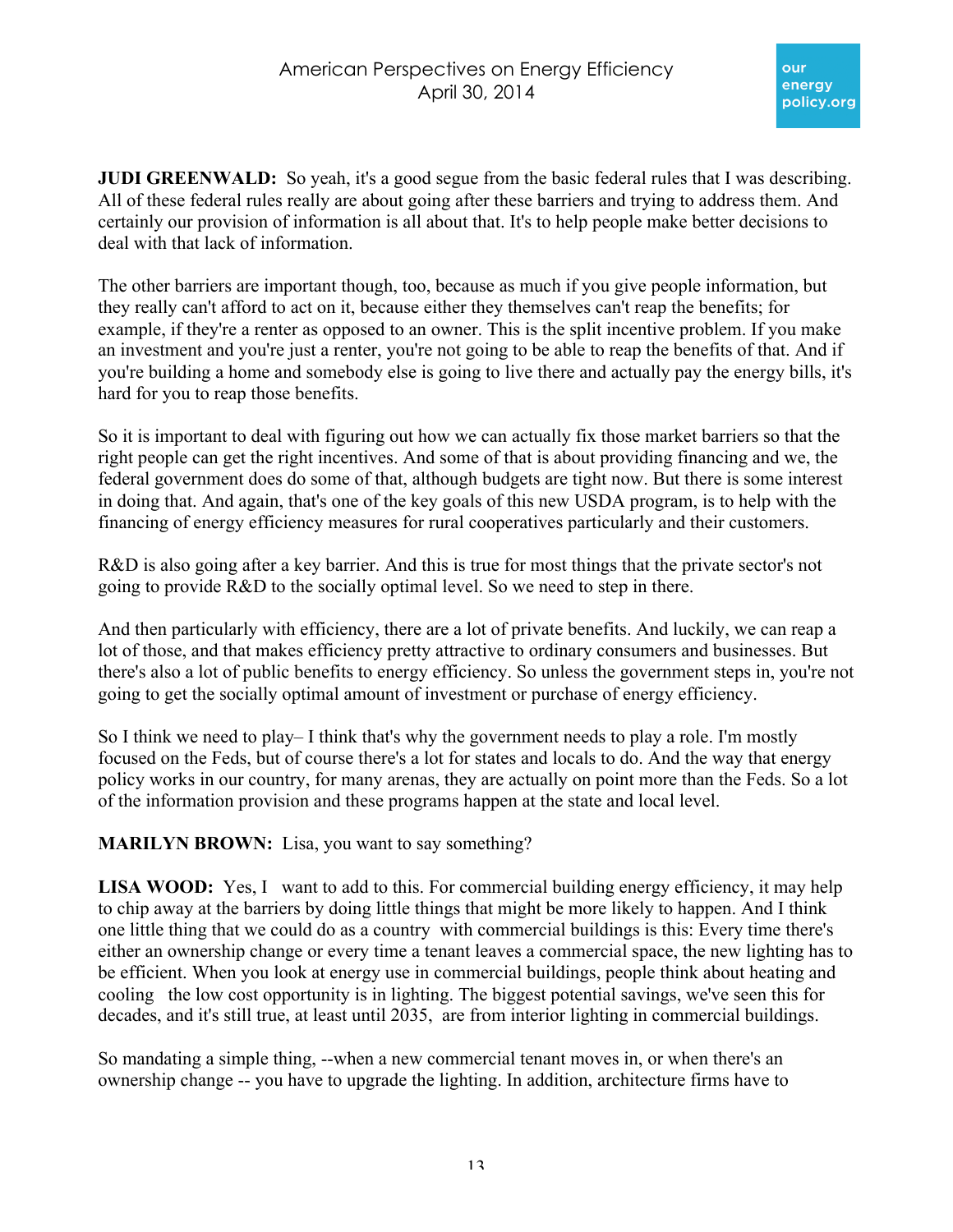**JUDI GREENWALD:** So yeah, it's a good segue from the basic federal rules that I was describing. All of these federal rules really are about going after these barriers and trying to address them. And certainly our provision of information is all about that. It's to help people make better decisions to deal with that lack of information.

The other barriers are important though, too, because as much if you give people information, but they really can't afford to act on it, because either they themselves can't reap the benefits; for example, if they're a renter as opposed to an owner. This is the split incentive problem. If you make an investment and you're just a renter, you're not going to be able to reap the benefits of that. And if you're building a home and somebody else is going to live there and actually pay the energy bills, it's hard for you to reap those benefits.

So it is important to deal with figuring out how we can actually fix those market barriers so that the right people can get the right incentives. And some of that is about providing financing and we, the federal government does do some of that, although budgets are tight now. But there is some interest in doing that. And again, that's one of the key goals of this new USDA program, is to help with the financing of energy efficiency measures for rural cooperatives particularly and their customers.

R&D is also going after a key barrier. And this is true for most things that the private sector's not going to provide R&D to the socially optimal level. So we need to step in there.

And then particularly with efficiency, there are a lot of private benefits. And luckily, we can reap a lot of those, and that makes efficiency pretty attractive to ordinary consumers and businesses. But there's also a lot of public benefits to energy efficiency. So unless the government steps in, you're not going to get the socially optimal amount of investment or purchase of energy efficiency.

So I think we need to play– I think that's why the government needs to play a role. I'm mostly focused on the Feds, but of course there's a lot for states and locals to do. And the way that energy policy works in our country, for many arenas, they are actually on point more than the Feds. So a lot of the information provision and these programs happen at the state and local level.

**MARILYN BROWN:** Lisa, you want to say something?

**LISA WOOD:** Yes, I want to add to this. For commercial building energy efficiency, it may help to chip away at the barriers by doing little things that might be more likely to happen. And I think one little thing that we could do as a country with commercial buildings is this: Every time there's either an ownership change or every time a tenant leaves a commercial space, the new lighting has to be efficient. When you look at energy use in commercial buildings, people think about heating and cooling the low cost opportunity is in lighting. The biggest potential savings, we've seen this for decades, and it's still true, at least until 2035, are from interior lighting in commercial buildings.

So mandating a simple thing, --when a new commercial tenant moves in, or when there's an ownership change -- you have to upgrade the lighting. In addition, architecture firms have to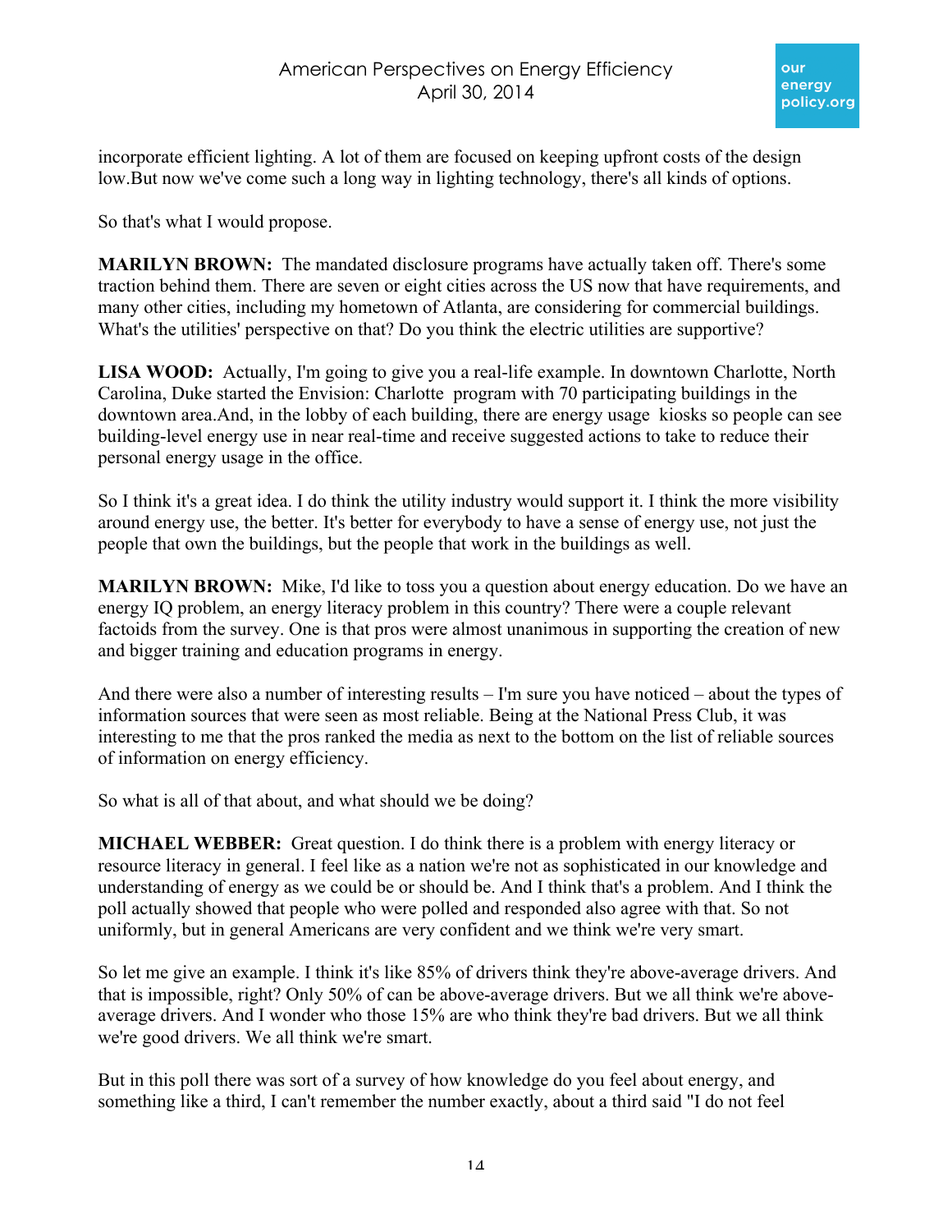incorporate efficient lighting. A lot of them are focused on keeping upfront costs of the design low.But now we've come such a long way in lighting technology, there's all kinds of options.

So that's what I would propose.

**MARILYN BROWN:** The mandated disclosure programs have actually taken off. There's some traction behind them. There are seven or eight cities across the US now that have requirements, and many other cities, including my hometown of Atlanta, are considering for commercial buildings. What's the utilities' perspective on that? Do you think the electric utilities are supportive?

**LISA WOOD:** Actually, I'm going to give you a real-life example. In downtown Charlotte, North Carolina, Duke started the Envision: Charlotte program with 70 participating buildings in the downtown area.And, in the lobby of each building, there are energy usage kiosks so people can see building-level energy use in near real-time and receive suggested actions to take to reduce their personal energy usage in the office.

So I think it's a great idea. I do think the utility industry would support it. I think the more visibility around energy use, the better. It's better for everybody to have a sense of energy use, not just the people that own the buildings, but the people that work in the buildings as well.

**MARILYN BROWN:** Mike, I'd like to toss you a question about energy education. Do we have an energy IQ problem, an energy literacy problem in this country? There were a couple relevant factoids from the survey. One is that pros were almost unanimous in supporting the creation of new and bigger training and education programs in energy.

And there were also a number of interesting results – I'm sure you have noticed – about the types of information sources that were seen as most reliable. Being at the National Press Club, it was interesting to me that the pros ranked the media as next to the bottom on the list of reliable sources of information on energy efficiency.

So what is all of that about, and what should we be doing?

**MICHAEL WEBBER:** Great question. I do think there is a problem with energy literacy or resource literacy in general. I feel like as a nation we're not as sophisticated in our knowledge and understanding of energy as we could be or should be. And I think that's a problem. And I think the poll actually showed that people who were polled and responded also agree with that. So not uniformly, but in general Americans are very confident and we think we're very smart.

So let me give an example. I think it's like 85% of drivers think they're above-average drivers. And that is impossible, right? Only 50% of can be above-average drivers. But we all think we're above-average drivers. And I wonder who those 15% are who think they're bad drivers. But we all think we're good drivers. We all think we're smart.

But in this poll there was sort of a survey of how knowledge do you feel about energy, and something like a third, I can't remember the number exactly, about a third said "I do not feel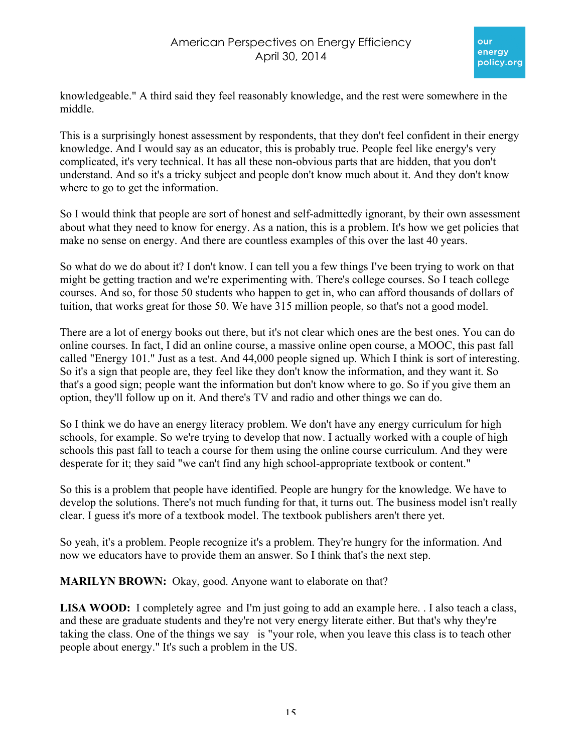knowledgeable." A third said they feel reasonably knowledge, and the rest were somewhere in the middle.

This is a surprisingly honest assessment by respondents, that they don't feel confident in their energy knowledge. And I would say as an educator, this is probably true. People feel like energy's very complicated, it's very technical. It has all these non-obvious parts that are hidden, that you don't understand. And so it's a tricky subject and people don't know much about it. And they don't know where to go to get the information.

So I would think that people are sort of honest and self-admittedly ignorant, by their own assessment about what they need to know for energy. As a nation, this is a problem. It's how we get policies that make no sense on energy. And there are countless examples of this over the last 40 years.

So what do we do about it? I don't know. I can tell you a few things I've been trying to work on that might be getting traction and we're experimenting with. There's college courses. So I teach college courses. And so, for those 50 students who happen to get in, who can afford thousands of dollars of tuition, that works great for those 50. We have 315 million people, so that's not a good model.

There are a lot of energy books out there, but it's not clear which ones are the best ones. You can do online courses. In fact, I did an online course, a massive online open course, a MOOC, this past fall called "Energy 101." Just as a test. And 44,000 people signed up. Which I think is sort of interesting. So it's a sign that people are, they feel like they don't know the information, and they want it. So that's a good sign; people want the information but don't know where to go. So if you give them an option, they'll follow up on it. And there's TV and radio and other things we can do.

So I think we do have an energy literacy problem. We don't have any energy curriculum for high schools, for example. So we're trying to develop that now. I actually worked with a couple of high schools this past fall to teach a course for them using the online course curriculum. And they were desperate for it; they said "we can't find any high school-appropriate textbook or content."

So this is a problem that people have identified. People are hungry for the knowledge. We have to develop the solutions. There's not much funding for that, it turns out. The business model isn't really clear. I guess it's more of a textbook model. The textbook publishers aren't there yet.

So yeah, it's a problem. People recognize it's a problem. They're hungry for the information. And now we educators have to provide them an answer. So I think that's the next step.

**MARILYN BROWN:** Okay, good. Anyone want to elaborate on that?

**LISA WOOD:** I completely agree and I'm just going to add an example here. . I also teach a class, and these are graduate students and they're not very energy literate either. But that's why they're taking the class. One of the things we say is "your role, when you leave this class is to teach other people about energy." It's such a problem in the US.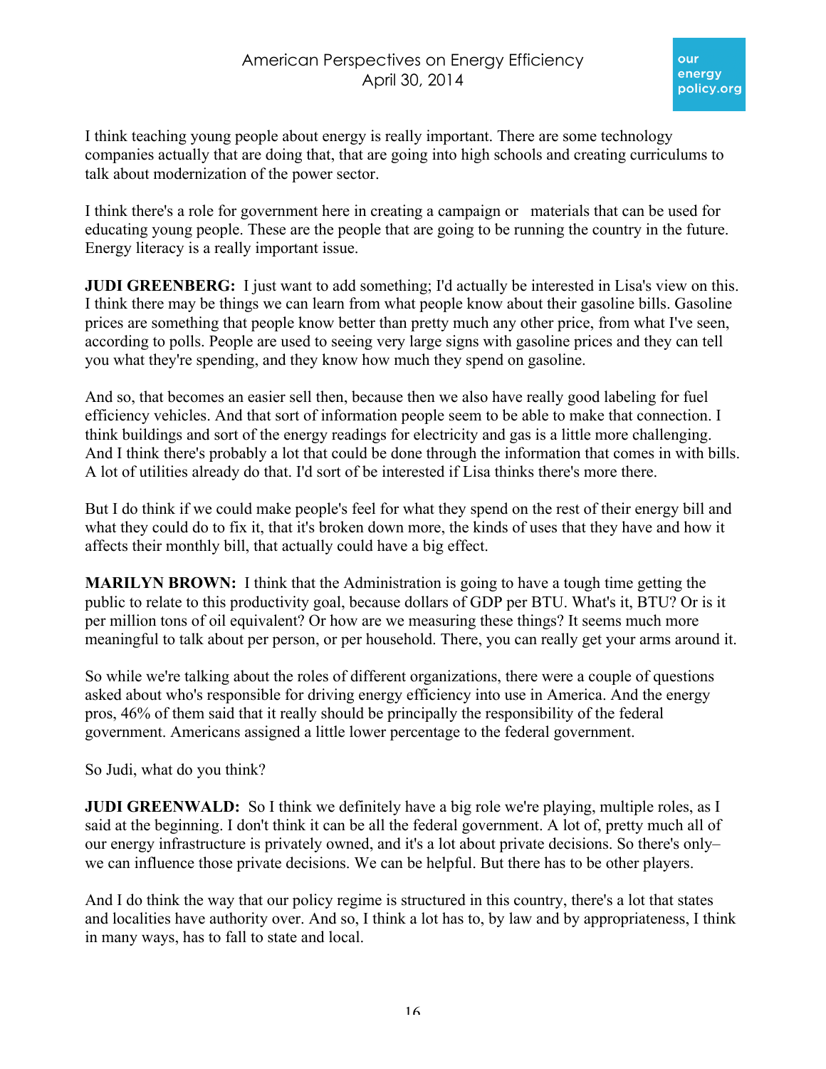I think teaching young people about energy is really important. There are some technology companies actually that are doing that, that are going into high schools and creating curriculums to talk about modernization of the power sector.

I think there's a role for government here in creating a campaign or materials that can be used for educating young people. These are the people that are going to be running the country in the future. Energy literacy is a really important issue.

**JUDI GREENBERG:** I just want to add something; I'd actually be interested in Lisa's view on this. I think there may be things we can learn from what people know about their gasoline bills. Gasoline prices are something that people know better than pretty much any other price, from what I've seen, according to polls. People are used to seeing very large signs with gasoline prices and they can tell you what they're spending, and they know how much they spend on gasoline.

And so, that becomes an easier sell then, because then we also have really good labeling for fuel efficiency vehicles. And that sort of information people seem to be able to make that connection. I think buildings and sort of the energy readings for electricity and gas is a little more challenging. And I think there's probably a lot that could be done through the information that comes in with bills. A lot of utilities already do that. I'd sort of be interested if Lisa thinks there's more there.

But I do think if we could make people's feel for what they spend on the rest of their energy bill and what they could do to fix it, that it's broken down more, the kinds of uses that they have and how it affects their monthly bill, that actually could have a big effect.

**MARILYN BROWN:** I think that the Administration is going to have a tough time getting the public to relate to this productivity goal, because dollars of GDP per BTU. What's it, BTU? Or is it per million tons of oil equivalent? Or how are we measuring these things? It seems much more meaningful to talk about per person, or per household. There, you can really get your arms around it.

So while we're talking about the roles of different organizations, there were a couple of questions asked about who's responsible for driving energy efficiency into use in America. And the energy pros, 46% of them said that it really should be principally the responsibility of the federal government. Americans assigned a little lower percentage to the federal government.

So Judi, what do you think?

**JUDI GREENWALD:** So I think we definitely have a big role we're playing, multiple roles, as I said at the beginning. I don't think it can be all the federal government. A lot of, pretty much all of our energy infrastructure is privately owned, and it's a lot about private decisions. So there's only– we can influence those private decisions. We can be helpful. But there has to be other players.

And I do think the way that our policy regime is structured in this country, there's a lot that states and localities have authority over. And so, I think a lot has to, by law and by appropriateness, I think in many ways, has to fall to state and local.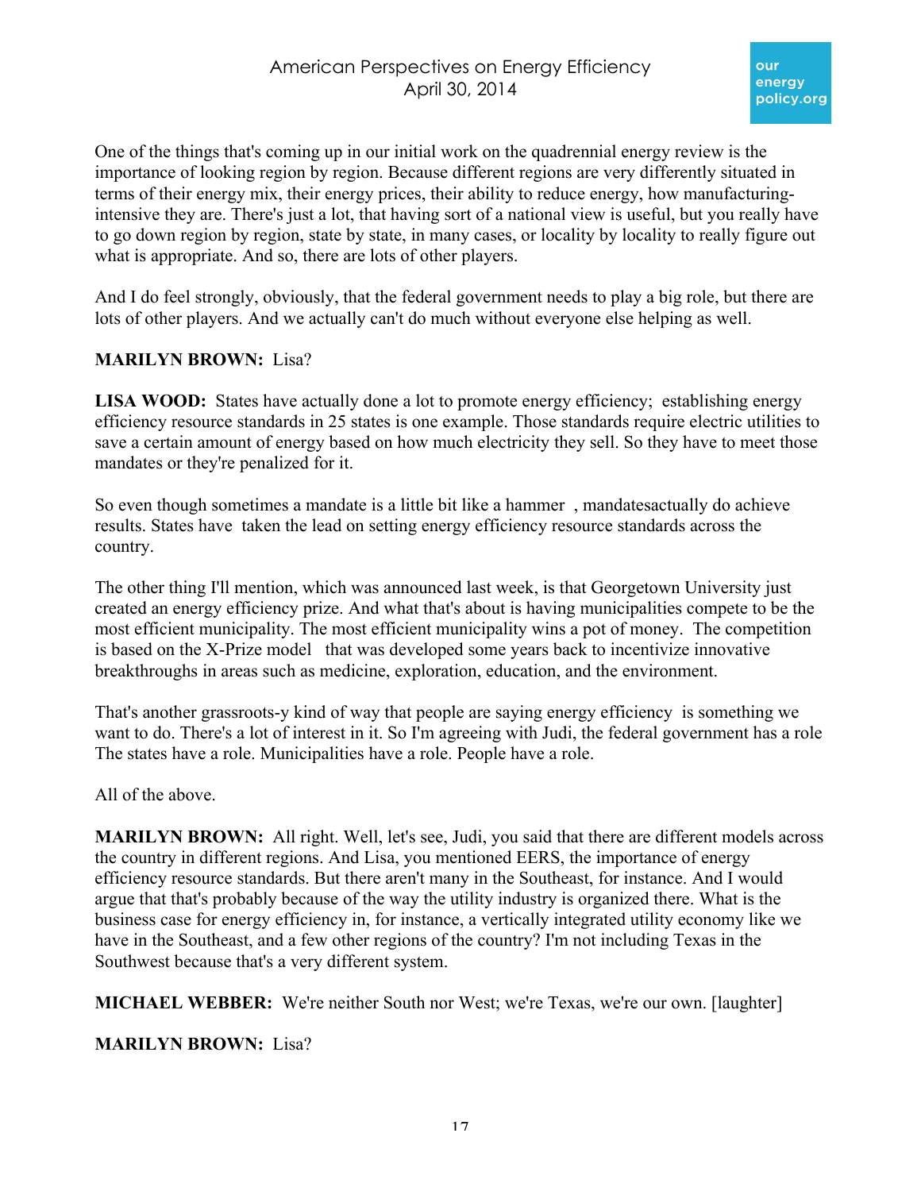One of the things that's coming up in our initial work on the quadrennial energy review is the importance of looking region by region. Because different regions are very differently situated in terms of their energy mix, their energy prices, their ability to reduce energy, how manufacturing-intensive they are. There's just a lot, that having sort of a national view is useful, but you really have to go down region by region, state by state, in many cases, or locality by locality to really figure out what is appropriate. And so, there are lots of other players.

And I do feel strongly, obviously, that the federal government needs to play a big role, but there are lots of other players. And we actually can't do much without everyone else helping as well.

**MARILYN BROWN:** Lisa?

**LISA WOOD:** States have actually done a lot to promote energy efficiency; establishing energy efficiency resource standards in 25 states is one example. Those standards require electric utilities to save a certain amount of energy based on how much electricity they sell. So they have to meet those mandates or they're penalized for it.

So even though sometimes a mandate is a little bit like a hammer , mandatesactually do achieve results. States have taken the lead on setting energy efficiency resource standards across the country.

The other thing I'll mention, which was announced last week, is that Georgetown University just created an energy efficiency prize. And what that's about is having municipalities compete to be the most efficient municipality. The most efficient municipality wins a pot of money. The competition is based on the X-Prize model that was developed some years back to incentivize innovative breakthroughs in areas such as medicine, exploration, education, and the environment.

That's another grassroots-y kind of way that people are saying energy efficiency is something we want to do. There's a lot of interest in it. So I'm agreeing with Judi, the federal government has a role The states have a role. Municipalities have a role. People have a role.

All of the above.

**MARILYN BROWN:** All right. Well, let's see, Judi, you said that there are different models across the country in different regions. And Lisa, you mentioned EERS, the importance of energy efficiency resource standards. But there aren't many in the Southeast, for instance. And I would argue that that's probably because of the way the utility industry is organized there. What is the business case for energy efficiency in, for instance, a vertically integrated utility economy like we have in the Southeast, and a few other regions of the country? I'm not including Texas in the Southwest because that's a very different system.

**MICHAEL WEBBER:** We're neither South nor West; we're Texas, we're our own. [laughter]

**MARILYN BROWN:** Lisa?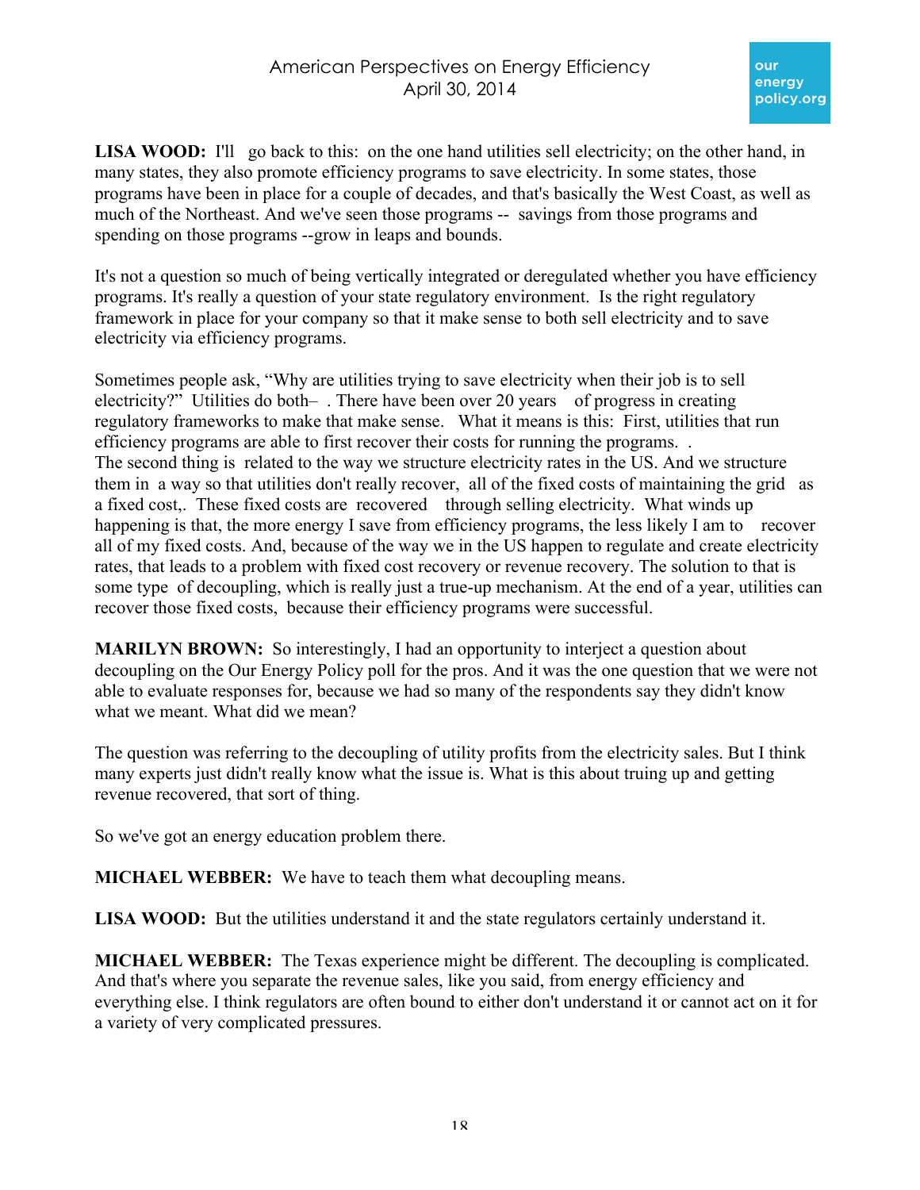**LISA WOOD:** I'll go back to this: on the one hand utilities sell electricity; on the other hand, in many states, they also promote efficiency programs to save electricity. In some states, those programs have been in place for a couple of decades, and that's basically the West Coast, as well as much of the Northeast. And we've seen those programs -- savings from those programs and spending on those programs --grow in leaps and bounds.

It's not a question so much of being vertically integrated or deregulated whether you have efficiency programs. It's really a question of your state regulatory environment. Is the right regulatory framework in place for your company so that it make sense to both sell electricity and to save electricity via efficiency programs.

Sometimes people ask, "Why are utilities trying to save electricity when their job is to sell electricity?" Utilities do both– . There have been over 20 years of progress in creating regulatory frameworks to make that make sense. What it means is this: First, utilities that run efficiency programs are able to first recover their costs for running the programs. .
The second thing is related to the way we structure electricity rates in the US. And we structure them in a way so that utilities don't really recover, all of the fixed costs of maintaining the grid as a fixed cost,. These fixed costs are recovered through selling electricity. What winds up happening is that, the more energy I save from efficiency programs, the less likely I am to recover all of my fixed costs. And, because of the way we in the US happen to regulate and create electricity rates, that leads to a problem with fixed cost recovery or revenue recovery. The solution to that is some type of decoupling, which is really just a true-up mechanism. At the end of a year, utilities can recover those fixed costs, because their efficiency programs were successful.

**MARILYN BROWN:** So interestingly, I had an opportunity to interject a question about decoupling on the Our Energy Policy poll for the pros. And it was the one question that we were not able to evaluate responses for, because we had so many of the respondents say they didn't know what we meant. What did we mean?

The question was referring to the decoupling of utility profits from the electricity sales. But I think many experts just didn't really know what the issue is. What is this about truing up and getting revenue recovered, that sort of thing.

So we've got an energy education problem there.

**MICHAEL WEBBER:** We have to teach them what decoupling means.

**LISA WOOD:** But the utilities understand it and the state regulators certainly understand it.

**MICHAEL WEBBER:** The Texas experience might be different. The decoupling is complicated. And that's where you separate the revenue sales, like you said, from energy efficiency and everything else. I think regulators are often bound to either don't understand it or cannot act on it for a variety of very complicated pressures.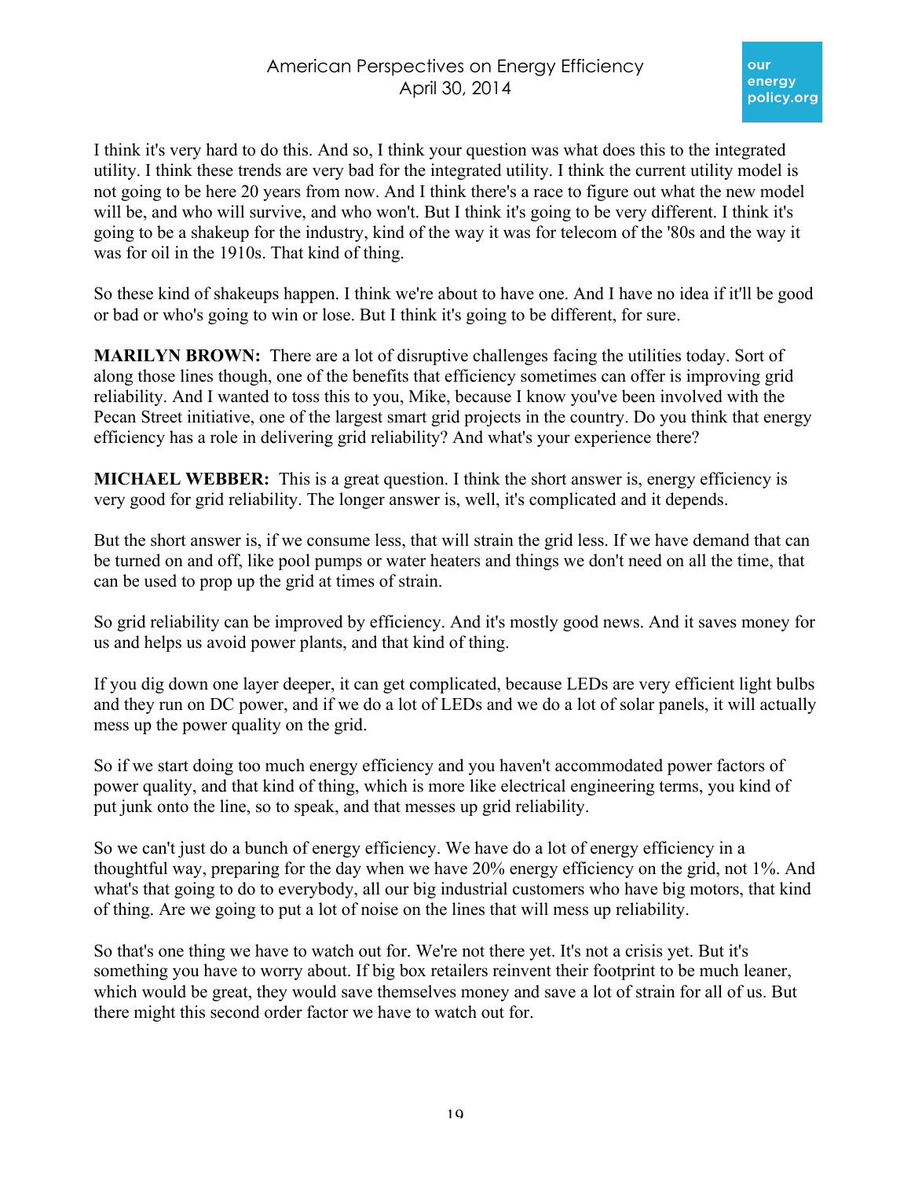I think it's very hard to do this. And so, I think your question was what does this to the integrated utility. I think these trends are very bad for the integrated utility. I think the current utility model is not going to be here 20 years from now. And I think there's a race to figure out what the new model will be, and who will survive, and who won't. But I think it's going to be very different. I think it's going to be a shakeup for the industry, kind of the way it was for telecom of the '80s and the way it was for oil in the 1910s. That kind of thing.

So these kind of shakeups happen. I think we're about to have one. And I have no idea if it'll be good or bad or who's going to win or lose. But I think it's going to be different, for sure.

**MARILYN BROWN:** There are a lot of disruptive challenges facing the utilities today. Sort of along those lines though, one of the benefits that efficiency sometimes can offer is improving grid reliability. And I wanted to toss this to you, Mike, because I know you've been involved with the Pecan Street initiative, one of the largest smart grid projects in the country. Do you think that energy efficiency has a role in delivering grid reliability? And what's your experience there?

**MICHAEL WEBBER:** This is a great question. I think the short answer is, energy efficiency is very good for grid reliability. The longer answer is, well, it's complicated and it depends.

But the short answer is, if we consume less, that will strain the grid less. If we have demand that can be turned on and off, like pool pumps or water heaters and things we don't need on all the time, that can be used to prop up the grid at times of strain.

So grid reliability can be improved by efficiency. And it's mostly good news. And it saves money for us and helps us avoid power plants, and that kind of thing.

If you dig down one layer deeper, it can get complicated, because LEDs are very efficient light bulbs and they run on DC power, and if we do a lot of LEDs and we do a lot of solar panels, it will actually mess up the power quality on the grid.

So if we start doing too much energy efficiency and you haven't accommodated power factors of power quality, and that kind of thing, which is more like electrical engineering terms, you kind of put junk onto the line, so to speak, and that messes up grid reliability.

So we can't just do a bunch of energy efficiency. We have do a lot of energy efficiency in a thoughtful way, preparing for the day when we have 20% energy efficiency on the grid, not 1%. And what's that going to do to everybody, all our big industrial customers who have big motors, that kind of thing. Are we going to put a lot of noise on the lines that will mess up reliability.

So that's one thing we have to watch out for. We're not there yet. It's not a crisis yet. But it's something you have to worry about. If big box retailers reinvent their footprint to be much leaner, which would be great, they would save themselves money and save a lot of strain for all of us. But there might this second order factor we have to watch out for.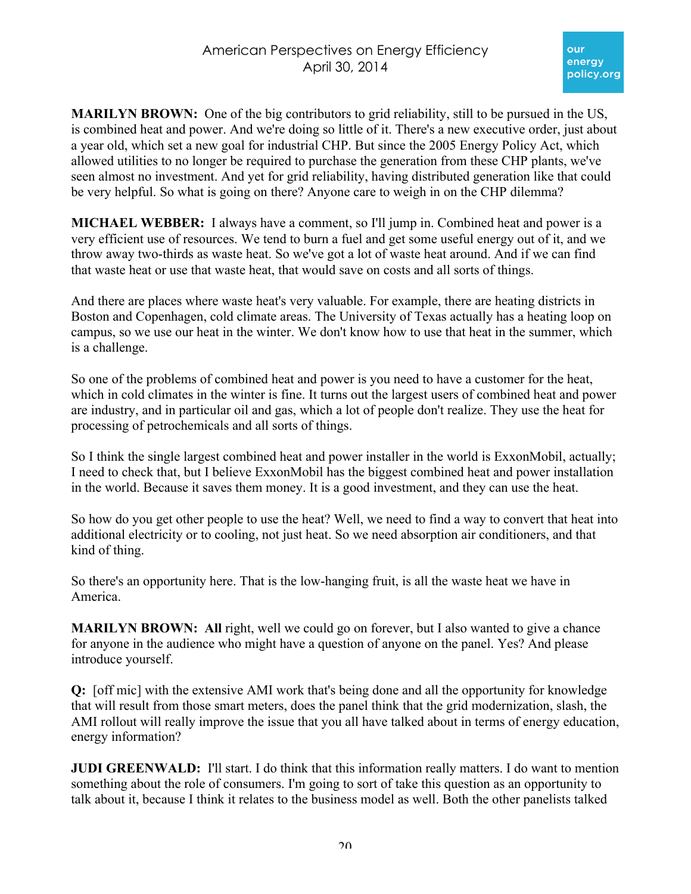**MARILYN BROWN:** One of the big contributors to grid reliability, still to be pursued in the US, is combined heat and power. And we're doing so little of it. There's a new executive order, just about a year old, which set a new goal for industrial CHP. But since the 2005 Energy Policy Act, which allowed utilities to no longer be required to purchase the generation from these CHP plants, we've seen almost no investment. And yet for grid reliability, having distributed generation like that could be very helpful. So what is going on there? Anyone care to weigh in on the CHP dilemma?

**MICHAEL WEBBER:** I always have a comment, so I'll jump in. Combined heat and power is a very efficient use of resources. We tend to burn a fuel and get some useful energy out of it, and we throw away two-thirds as waste heat. So we've got a lot of waste heat around. And if we can find that waste heat or use that waste heat, that would save on costs and all sorts of things.

And there are places where waste heat's very valuable. For example, there are heating districts in Boston and Copenhagen, cold climate areas. The University of Texas actually has a heating loop on campus, so we use our heat in the winter. We don't know how to use that heat in the summer, which is a challenge.

So one of the problems of combined heat and power is you need to have a customer for the heat, which in cold climates in the winter is fine. It turns out the largest users of combined heat and power are industry, and in particular oil and gas, which a lot of people don't realize. They use the heat for processing of petrochemicals and all sorts of things.

So I think the single largest combined heat and power installer in the world is ExxonMobil, actually; I need to check that, but I believe ExxonMobil has the biggest combined heat and power installation in the world. Because it saves them money. It is a good investment, and they can use the heat.

So how do you get other people to use the heat? Well, we need to find a way to convert that heat into additional electricity or to cooling, not just heat. So we need absorption air conditioners, and that kind of thing.

So there's an opportunity here. That is the low-hanging fruit, is all the waste heat we have in America.

**MARILYN BROWN: All** right, well we could go on forever, but I also wanted to give a chance for anyone in the audience who might have a question of anyone on the panel. Yes? And please introduce yourself.

**Q:** [off mic] with the extensive AMI work that's being done and all the opportunity for knowledge that will result from those smart meters, does the panel think that the grid modernization, slash, the AMI rollout will really improve the issue that you all have talked about in terms of energy education, energy information?

**JUDI GREENWALD:** I'll start. I do think that this information really matters. I do want to mention something about the role of consumers. I'm going to sort of take this question as an opportunity to talk about it, because I think it relates to the business model as well. Both the other panelists talked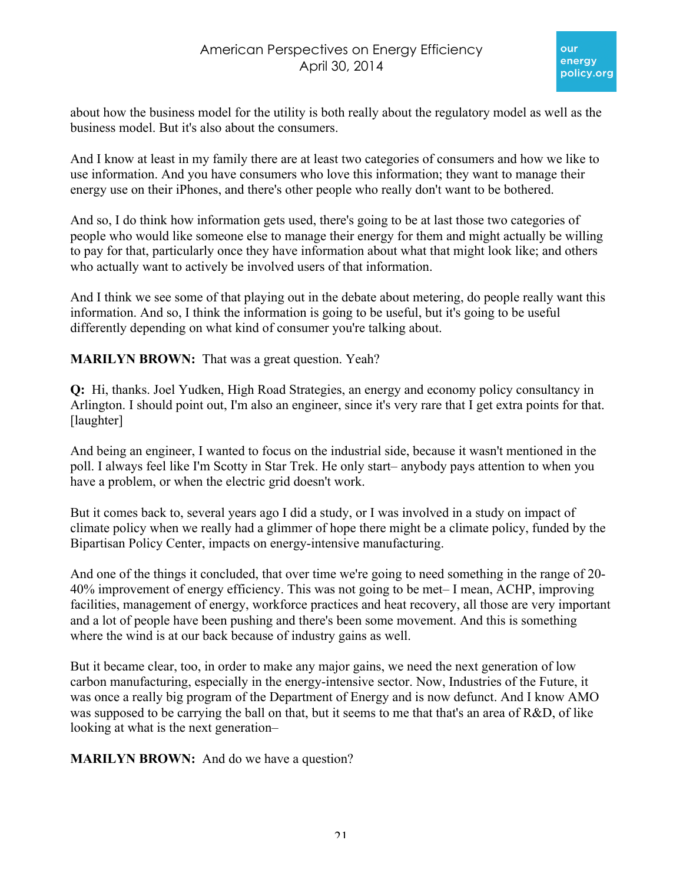about how the business model for the utility is both really about the regulatory model as well as the business model. But it's also about the consumers.

And I know at least in my family there are at least two categories of consumers and how we like to use information. And you have consumers who love this information; they want to manage their energy use on their iPhones, and there's other people who really don't want to be bothered.

And so, I do think how information gets used, there's going to be at last those two categories of people who would like someone else to manage their energy for them and might actually be willing to pay for that, particularly once they have information about what that might look like; and others who actually want to actively be involved users of that information.

And I think we see some of that playing out in the debate about metering, do people really want this information. And so, I think the information is going to be useful, but it's going to be useful differently depending on what kind of consumer you're talking about.

**MARILYN BROWN:** That was a great question. Yeah?

**Q:** Hi, thanks. Joel Yudken, High Road Strategies, an energy and economy policy consultancy in Arlington. I should point out, I'm also an engineer, since it's very rare that I get extra points for that. [laughter]

And being an engineer, I wanted to focus on the industrial side, because it wasn't mentioned in the poll. I always feel like I'm Scotty in Star Trek. He only start– anybody pays attention to when you have a problem, or when the electric grid doesn't work.

But it comes back to, several years ago I did a study, or I was involved in a study on impact of climate policy when we really had a glimmer of hope there might be a climate policy, funded by the Bipartisan Policy Center, impacts on energy-intensive manufacturing.

And one of the things it concluded, that over time we're going to need something in the range of 20-40% improvement of energy efficiency. This was not going to be met– I mean, ACHP, improving facilities, management of energy, workforce practices and heat recovery, all those are very important and a lot of people have been pushing and there's been some movement. And this is something where the wind is at our back because of industry gains as well.

But it became clear, too, in order to make any major gains, we need the next generation of low carbon manufacturing, especially in the energy-intensive sector. Now, Industries of the Future, it was once a really big program of the Department of Energy and is now defunct. And I know AMO was supposed to be carrying the ball on that, but it seems to me that that's an area of R&D, of like looking at what is the next generation–

**MARILYN BROWN:** And do we have a question?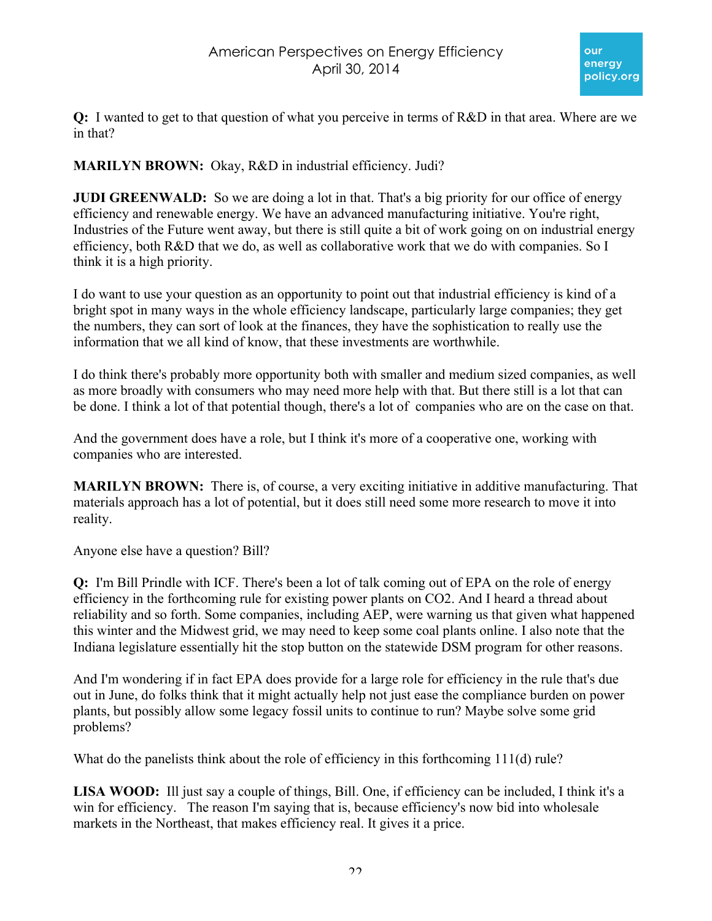**Q:** I wanted to get to that question of what you perceive in terms of R&D in that area. Where are we in that?

**MARILYN BROWN:** Okay, R&D in industrial efficiency. Judi?

**JUDI GREENWALD:** So we are doing a lot in that. That's a big priority for our office of energy efficiency and renewable energy. We have an advanced manufacturing initiative. You're right, Industries of the Future went away, but there is still quite a bit of work going on on industrial energy efficiency, both R&D that we do, as well as collaborative work that we do with companies. So I think it is a high priority.

I do want to use your question as an opportunity to point out that industrial efficiency is kind of a bright spot in many ways in the whole efficiency landscape, particularly large companies; they get the numbers, they can sort of look at the finances, they have the sophistication to really use the information that we all kind of know, that these investments are worthwhile.

I do think there's probably more opportunity both with smaller and medium sized companies, as well as more broadly with consumers who may need more help with that. But there still is a lot that can be done. I think a lot of that potential though, there's a lot of companies who are on the case on that.

And the government does have a role, but I think it's more of a cooperative one, working with companies who are interested.

**MARILYN BROWN:** There is, of course, a very exciting initiative in additive manufacturing. That materials approach has a lot of potential, but it does still need some more research to move it into reality.

Anyone else have a question? Bill?

**Q:** I'm Bill Prindle with ICF. There's been a lot of talk coming out of EPA on the role of energy efficiency in the forthcoming rule for existing power plants on CO2. And I heard a thread about reliability and so forth. Some companies, including AEP, were warning us that given what happened this winter and the Midwest grid, we may need to keep some coal plants online. I also note that the Indiana legislature essentially hit the stop button on the statewide DSM program for other reasons.

And I'm wondering if in fact EPA does provide for a large role for efficiency in the rule that's due out in June, do folks think that it might actually help not just ease the compliance burden on power plants, but possibly allow some legacy fossil units to continue to run? Maybe solve some grid problems?

What do the panelists think about the role of efficiency in this forthcoming 111(d) rule?

**LISA WOOD:** Ill just say a couple of things, Bill. One, if efficiency can be included, I think it's a win for efficiency. The reason I'm saying that is, because efficiency's now bid into wholesale markets in the Northeast, that makes efficiency real. It gives it a price.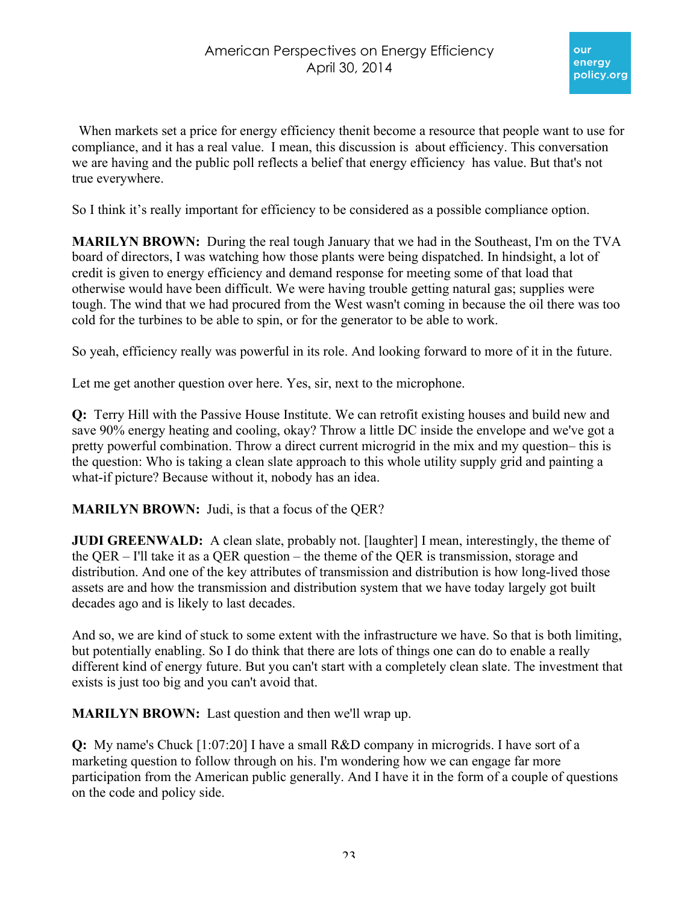When markets set a price for energy efficiency thenit become a resource that people want to use for compliance, and it has a real value. I mean, this discussion is about efficiency. This conversation we are having and the public poll reflects a belief that energy efficiency has value. But that's not true everywhere.

So I think it's really important for efficiency to be considered as a possible compliance option.

**MARILYN BROWN:** During the real tough January that we had in the Southeast, I'm on the TVA board of directors, I was watching how those plants were being dispatched. In hindsight, a lot of credit is given to energy efficiency and demand response for meeting some of that load that otherwise would have been difficult. We were having trouble getting natural gas; supplies were tough. The wind that we had procured from the West wasn't coming in because the oil there was too cold for the turbines to be able to spin, or for the generator to be able to work.

So yeah, efficiency really was powerful in its role. And looking forward to more of it in the future.

Let me get another question over here. Yes, sir, next to the microphone.

**Q:** Terry Hill with the Passive House Institute. We can retrofit existing houses and build new and save 90% energy heating and cooling, okay? Throw a little DC inside the envelope and we've got a pretty powerful combination. Throw a direct current microgrid in the mix and my question– this is the question: Who is taking a clean slate approach to this whole utility supply grid and painting a what-if picture? Because without it, nobody has an idea.

**MARILYN BROWN:** Judi, is that a focus of the QER?

**JUDI GREENWALD:** A clean slate, probably not. [laughter] I mean, interestingly, the theme of the QER – I'll take it as a QER question – the theme of the QER is transmission, storage and distribution. And one of the key attributes of transmission and distribution is how long-lived those assets are and how the transmission and distribution system that we have today largely got built decades ago and is likely to last decades.

And so, we are kind of stuck to some extent with the infrastructure we have. So that is both limiting, but potentially enabling. So I do think that there are lots of things one can do to enable a really different kind of energy future. But you can't start with a completely clean slate. The investment that exists is just too big and you can't avoid that.

**MARILYN BROWN:** Last question and then we'll wrap up.

**Q:** My name's Chuck [1:07:20] I have a small R&D company in microgrids. I have sort of a marketing question to follow through on his. I'm wondering how we can engage far more participation from the American public generally. And I have it in the form of a couple of questions on the code and policy side.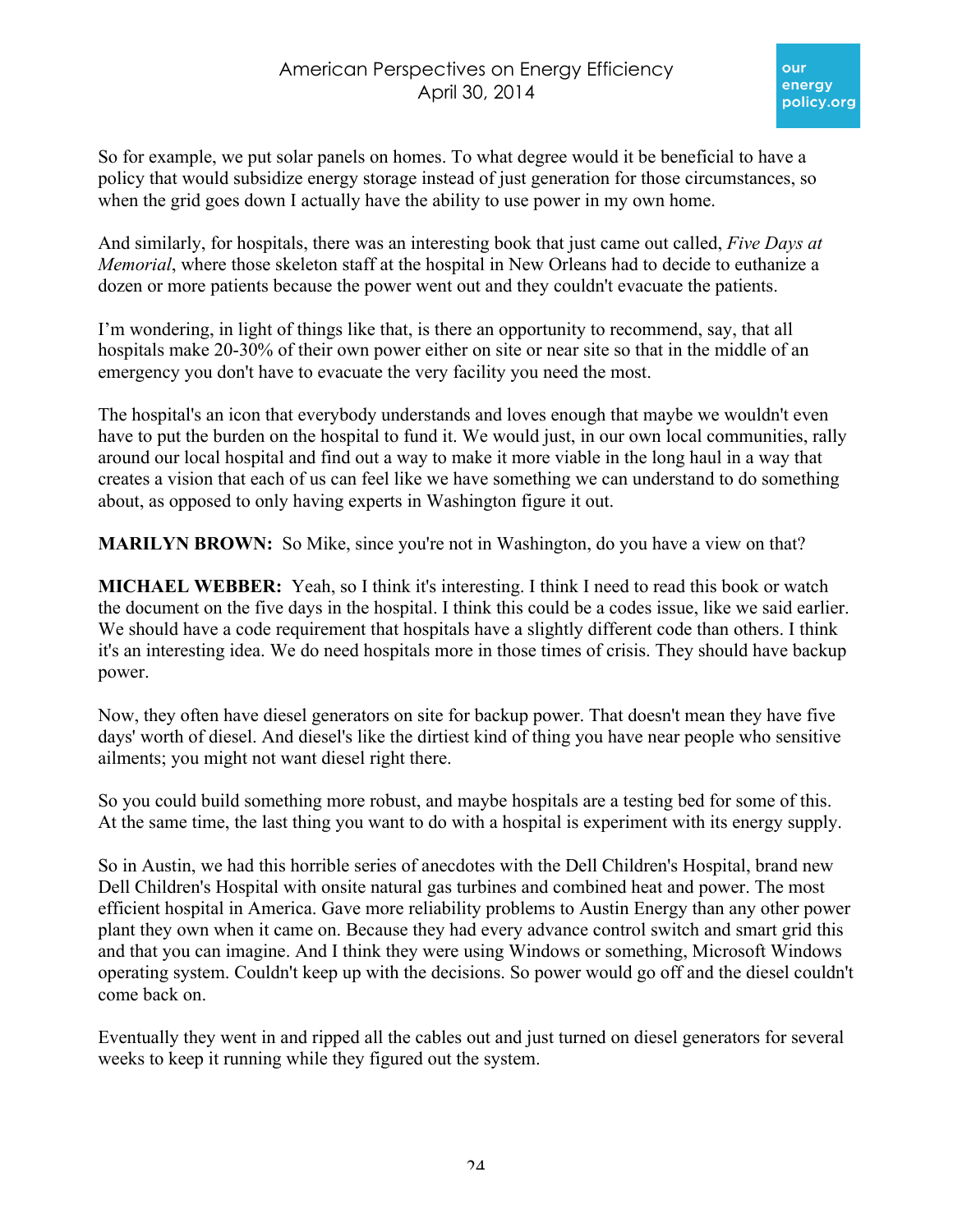So for example, we put solar panels on homes. To what degree would it be beneficial to have a policy that would subsidize energy storage instead of just generation for those circumstances, so when the grid goes down I actually have the ability to use power in my own home.

And similarly, for hospitals, there was an interesting book that just came out called, *Five Days at Memorial*, where those skeleton staff at the hospital in New Orleans had to decide to euthanize a dozen or more patients because the power went out and they couldn't evacuate the patients.

I'm wondering, in light of things like that, is there an opportunity to recommend, say, that all hospitals make 20-30% of their own power either on site or near site so that in the middle of an emergency you don't have to evacuate the very facility you need the most.

The hospital's an icon that everybody understands and loves enough that maybe we wouldn't even have to put the burden on the hospital to fund it. We would just, in our own local communities, rally around our local hospital and find out a way to make it more viable in the long haul in a way that creates a vision that each of us can feel like we have something we can understand to do something about, as opposed to only having experts in Washington figure it out.

**MARILYN BROWN:** So Mike, since you're not in Washington, do you have a view on that?

**MICHAEL WEBBER:** Yeah, so I think it's interesting. I think I need to read this book or watch the document on the five days in the hospital. I think this could be a codes issue, like we said earlier. We should have a code requirement that hospitals have a slightly different code than others. I think it's an interesting idea. We do need hospitals more in those times of crisis. They should have backup power.

Now, they often have diesel generators on site for backup power. That doesn't mean they have five days' worth of diesel. And diesel's like the dirtiest kind of thing you have near people who sensitive ailments; you might not want diesel right there.

So you could build something more robust, and maybe hospitals are a testing bed for some of this. At the same time, the last thing you want to do with a hospital is experiment with its energy supply.

So in Austin, we had this horrible series of anecdotes with the Dell Children's Hospital, brand new Dell Children's Hospital with onsite natural gas turbines and combined heat and power. The most efficient hospital in America. Gave more reliability problems to Austin Energy than any other power plant they own when it came on. Because they had every advance control switch and smart grid this and that you can imagine. And I think they were using Windows or something, Microsoft Windows operating system. Couldn't keep up with the decisions. So power would go off and the diesel couldn't come back on.

Eventually they went in and ripped all the cables out and just turned on diesel generators for several weeks to keep it running while they figured out the system.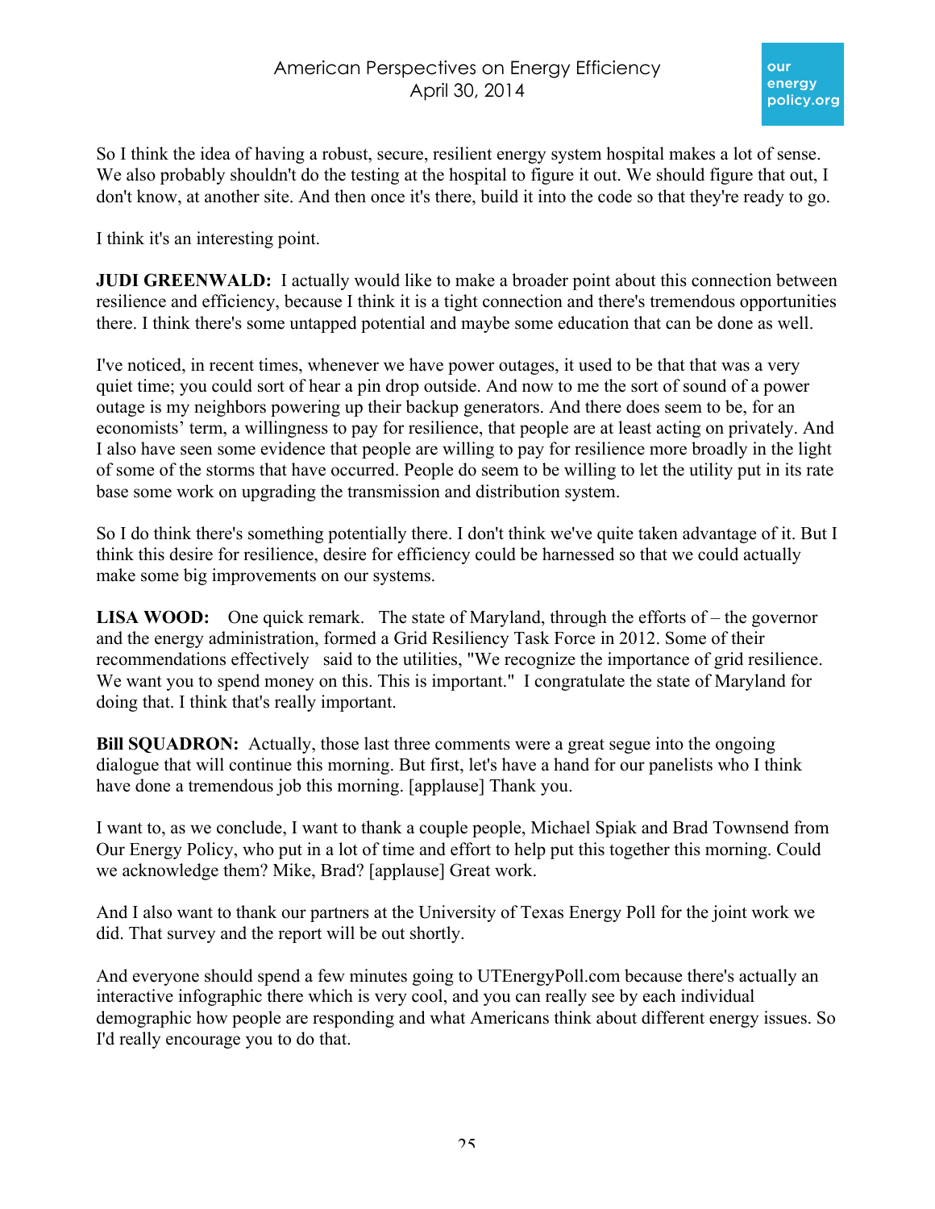So I think the idea of having a robust, secure, resilient energy system hospital makes a lot of sense. We also probably shouldn't do the testing at the hospital to figure it out. We should figure that out, I don't know, at another site. And then once it's there, build it into the code so that they're ready to go.

I think it's an interesting point.

**JUDI GREENWALD:** I actually would like to make a broader point about this connection between resilience and efficiency, because I think it is a tight connection and there's tremendous opportunities there. I think there's some untapped potential and maybe some education that can be done as well.

I've noticed, in recent times, whenever we have power outages, it used to be that that was a very quiet time; you could sort of hear a pin drop outside. And now to me the sort of sound of a power outage is my neighbors powering up their backup generators. And there does seem to be, for an economists' term, a willingness to pay for resilience, that people are at least acting on privately. And I also have seen some evidence that people are willing to pay for resilience more broadly in the light of some of the storms that have occurred. People do seem to be willing to let the utility put in its rate base some work on upgrading the transmission and distribution system.

So I do think there's something potentially there. I don't think we've quite taken advantage of it. But I think this desire for resilience, desire for efficiency could be harnessed so that we could actually make some big improvements on our systems.

**LISA WOOD:** One quick remark. The state of Maryland, through the efforts of – the governor and the energy administration, formed a Grid Resiliency Task Force in 2012. Some of their recommendations effectively said to the utilities, "We recognize the importance of grid resilience. We want you to spend money on this. This is important." I congratulate the state of Maryland for doing that. I think that's really important.

**Bill SQUADRON:** Actually, those last three comments were a great segue into the ongoing dialogue that will continue this morning. But first, let's have a hand for our panelists who I think have done a tremendous job this morning. [applause] Thank you.

I want to, as we conclude, I want to thank a couple people, Michael Spiak and Brad Townsend from Our Energy Policy, who put in a lot of time and effort to help put this together this morning. Could we acknowledge them? Mike, Brad? [applause] Great work.

And I also want to thank our partners at the University of Texas Energy Poll for the joint work we did. That survey and the report will be out shortly.

And everyone should spend a few minutes going to UTEnergyPoll.com because there's actually an interactive infographic there which is very cool, and you can really see by each individual demographic how people are responding and what Americans think about different energy issues. So I'd really encourage you to do that.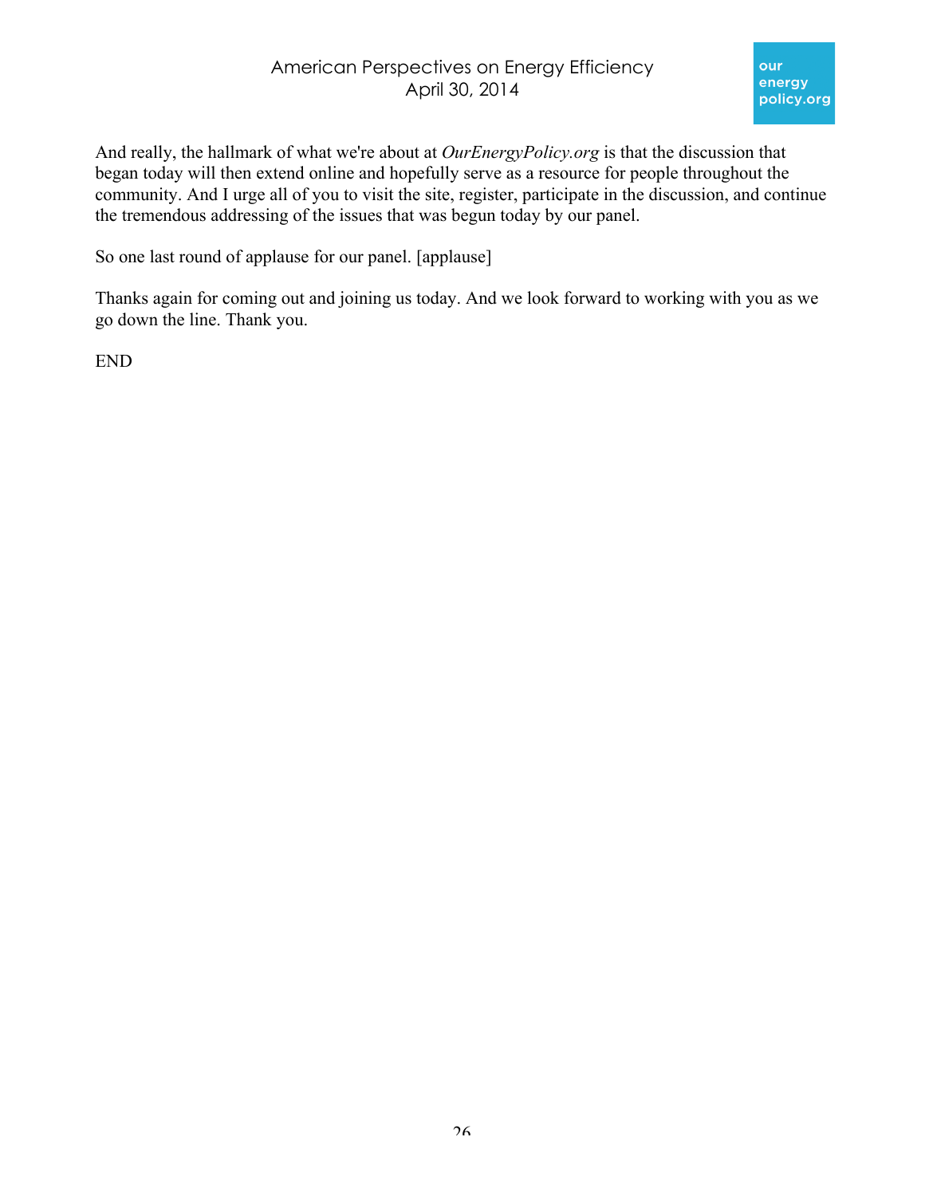And really, the hallmark of what we're about at *OurEnergyPolicy.org* is that the discussion that began today will then extend online and hopefully serve as a resource for people throughout the community. And I urge all of you to visit the site, register, participate in the discussion, and continue the tremendous addressing of the issues that was begun today by our panel.

So one last round of applause for our panel. [applause]

Thanks again for coming out and joining us today. And we look forward to working with you as we go down the line. Thank you.

END